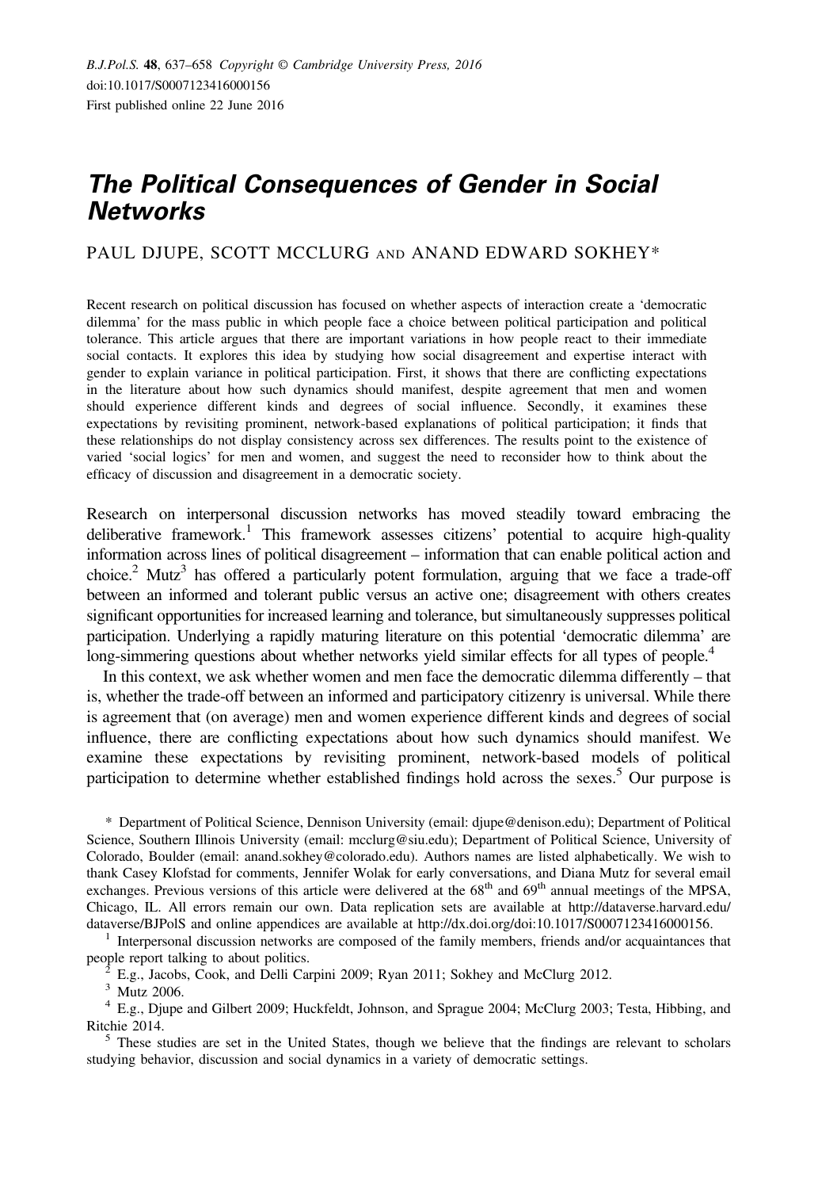# *The Political Consequences of Gender in Social Networks*

PAUL DJUPE, SCOTT MCCLURG AND ANAND EDWARD SOKHEY*

Recent research on political discussion has focused on whether aspects of interaction create a 'democratic dilemma' for the mass public in which people face a choice between political participation and political tolerance. This article argues that there are important variations in how people react to their immediate social contacts. It explores this idea by studying how social disagreement and expertise interact with gender to explain variance in political participation. First, it shows that there are conflicting expectations in the literature about how such dynamics should manifest, despite agreement that men and women should experience different kinds and degrees of social influence. Secondly, it examines these expectations by revisiting prominent, network-based explanations of political participation; it finds that these relationships do not display consistency across sex differences. The results point to the existence of varied 'social logics' for men and women, and suggest the need to reconsider how to think about the efficacy of discussion and disagreement in a democratic society.

Research on interpersonal discussion networks has moved steadily toward embracing the deliberative framework.[1] This framework assesses citizens' potential to acquire high-quality information across lines of political disagreement – information that can enable political action and choice.[2] Mutz[3] has offered a particularly potent formulation, arguing that we face a trade-off between an informed and tolerant public versus an active one; disagreement with others creates significant opportunities for increased learning and tolerance, but simultaneously suppresses political participation. Underlying a rapidly maturing literature on this potential 'democratic dilemma' are long-simmering questions about whether networks yield similar effects for all types of people.[4]

In this context, we ask whether women and men face the democratic dilemma differently – that is, whether the trade-off between an informed and participatory citizenry is universal. While there is agreement that (on average) men and women experience different kinds and degrees of social influence, there are conflicting expectations about how such dynamics should manifest. We examine these expectations by revisiting prominent, network-based models of political participation to determine whether established findings hold across the sexes.[5] Our purpose is

\* Department of Political Science, Dennison University (email: djupe@denison.edu); Department of Political Science, Southern Illinois University (email: mcclurg@siu.edu); Department of Political Science, University of Colorado, Boulder (email: anand.sokhey@colorado.edu). Authors names are listed alphabetically. We wish to thank Casey Klofstad for comments, Jennifer Wolak for early conversations, and Diana Mutz for several email exchanges. Previous versions of this article were delivered at the 68th and 69th annual meetings of the MPSA, Chicago, IL. All errors remain our own. Data replication sets are available at http://dataverse.harvard.edu/dataverse/BJPolS and online appendices are available at http://dx.doi.org/doi:10.1017/S0007123416000156.

[1] Interpersonal discussion networks are composed of the family members, friends and/or acquaintances that people report talking to about politics.

[2] E.g., Jacobs, Cook, and Delli Carpini 2009; Ryan 2011; Sokhey and McClurg 2012.

[3] Mutz 2006.

[4] E.g., Djupe and Gilbert 2009; Huckfeldt, Johnson, and Sprague 2004; McClurg 2003; Testa, Hibbing, and Ritchie 2014.

[5] These studies are set in the United States, though we believe that the findings are relevant to scholars studying behavior, discussion and social dynamics in a variety of democratic settings.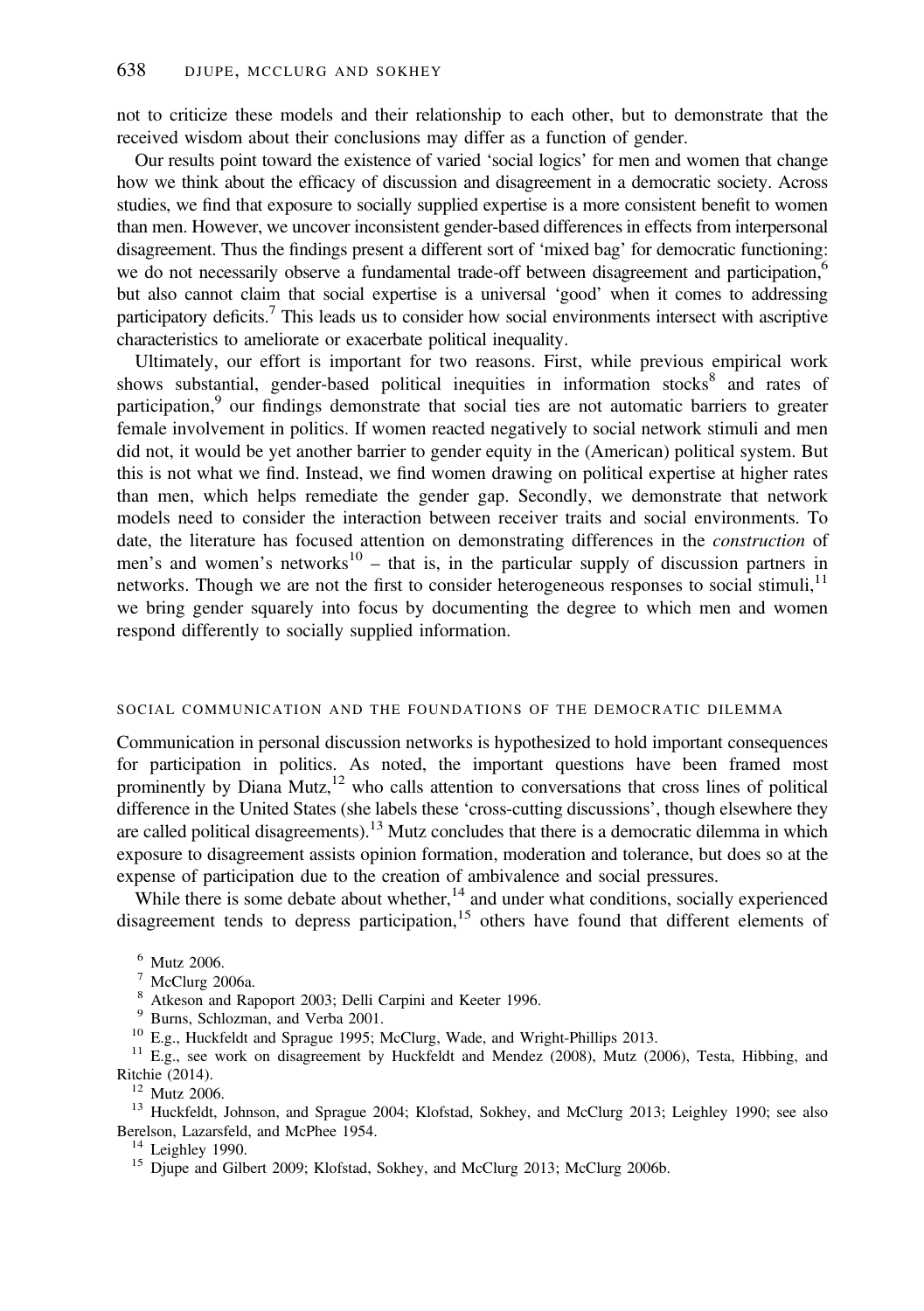not to criticize these models and their relationship to each other, but to demonstrate that the received wisdom about their conclusions may differ as a function of gender.

Our results point toward the existence of varied 'social logics' for men and women that change how we think about the efficacy of discussion and disagreement in a democratic society. Across studies, we find that exposure to socially supplied expertise is a more consistent benefit to women than men. However, we uncover inconsistent gender-based differences in effects from interpersonal disagreement. Thus the findings present a different sort of 'mixed bag' for democratic functioning: we do not necessarily observe a fundamental trade-off between disagreement and participation,[6] but also cannot claim that social expertise is a universal 'good' when it comes to addressing participatory deficits.[7] This leads us to consider how social environments intersect with ascriptive characteristics to ameliorate or exacerbate political inequality.

Ultimately, our effort is important for two reasons. First, while previous empirical work shows substantial, gender-based political inequities in information stocks[8] and rates of participation,[9] our findings demonstrate that social ties are not automatic barriers to greater female involvement in politics. If women reacted negatively to social network stimuli and men did not, it would be yet another barrier to gender equity in the (American) political system. But this is not what we find. Instead, we find women drawing on political expertise at higher rates than men, which helps remediate the gender gap. Secondly, we demonstrate that network models need to consider the interaction between receiver traits and social environments. To date, the literature has focused attention on demonstrating differences in the *construction* of men's and women's networks[10] – that is, in the particular supply of discussion partners in networks. Though we are not the first to consider heterogeneous responses to social stimuli,[11] we bring gender squarely into focus by documenting the degree to which men and women respond differently to socially supplied information.

## SOCIAL COMMUNICATION AND THE FOUNDATIONS OF THE DEMOCRATIC DILEMMA

Communication in personal discussion networks is hypothesized to hold important consequences for participation in politics. As noted, the important questions have been framed most prominently by Diana Mutz,[12] who calls attention to conversations that cross lines of political difference in the United States (she labels these 'cross-cutting discussions', though elsewhere they are called political disagreements).[13] Mutz concludes that there is a democratic dilemma in which exposure to disagreement assists opinion formation, moderation and tolerance, but does so at the expense of participation due to the creation of ambivalence and social pressures.

While there is some debate about whether,[14] and under what conditions, socially experienced disagreement tends to depress participation,[15] others have found that different elements of

[6] Mutz 2006.

[7] McClurg 2006a.

[8] Atkeson and Rapoport 2003; Delli Carpini and Keeter 1996.

[9] Burns, Schlozman, and Verba 2001.

[10] E.g., Huckfeldt and Sprague 1995; McClurg, Wade, and Wright-Phillips 2013.

[11] E.g., see work on disagreement by Huckfeldt and Mendez (2008), Mutz (2006), Testa, Hibbing, and Ritchie (2014).

[12] Mutz 2006.

[13] Huckfeldt, Johnson, and Sprague 2004; Klofstad, Sokhey, and McClurg 2013; Leighley 1990; see also Berelson, Lazarsfeld, and McPhee 1954.

[14] Leighley 1990.

[15] Djupe and Gilbert 2009; Klofstad, Sokhey, and McClurg 2013; McClurg 2006b.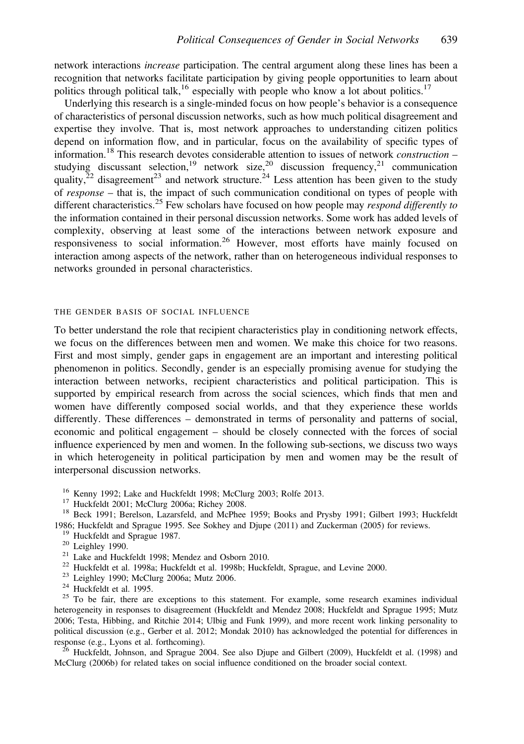network interactions *increase* participation. The central argument along these lines has been a recognition that networks facilitate participation by giving people opportunities to learn about politics through political talk,[16] especially with people who know a lot about politics.[17]

Underlying this research is a single-minded focus on how people's behavior is a consequence of characteristics of personal discussion networks, such as how much political disagreement and expertise they involve. That is, most network approaches to understanding citizen politics depend on information flow, and in particular, focus on the availability of specific types of information.[18] This research devotes considerable attention to issues of network *construction* – studying discussant selection,[19] network size,[20] discussion frequency,[21] communication quality,[22] disagreement[23] and network structure.[24] Less attention has been given to the study of *response* – that is, the impact of such communication conditional on types of people with different characteristics.[25] Few scholars have focused on how people may *respond differently to* the information contained in their personal discussion networks. Some work has added levels of complexity, observing at least some of the interactions between network exposure and responsiveness to social information.[26] However, most efforts have mainly focused on interaction among aspects of the network, rather than on heterogeneous individual responses to networks grounded in personal characteristics.

## THE GENDER BASIS OF SOCIAL INFLUENCE

To better understand the role that recipient characteristics play in conditioning network effects, we focus on the differences between men and women. We make this choice for two reasons. First and most simply, gender gaps in engagement are an important and interesting political phenomenon in politics. Secondly, gender is an especially promising avenue for studying the interaction between networks, recipient characteristics and political participation. This is supported by empirical research from across the social sciences, which finds that men and women have differently composed social worlds, and that they experience these worlds differently. These differences – demonstrated in terms of personality and patterns of social, economic and political engagement – should be closely connected with the forces of social influence experienced by men and women. In the following sub-sections, we discuss two ways in which heterogeneity in political participation by men and women may be the result of interpersonal discussion networks.

[16] Kenny 1992; Lake and Huckfeldt 1998; McClurg 2003; Rolfe 2013.

[17] Huckfeldt 2001; McClurg 2006a; Richey 2008.

[18] Beck 1991; Berelson, Lazarsfeld, and McPhee 1959; Books and Prysby 1991; Gilbert 1993; Huckfeldt 1986; Huckfeldt and Sprague 1995. See Sokhey and Djupe (2011) and Zuckerman (2005) for reviews.

[19] Huckfeldt and Sprague 1987.

[20] Leighley 1990.

[21] Lake and Huckfeldt 1998; Mendez and Osborn 2010.

[22] Huckfeldt et al. 1998a; Huckfeldt et al. 1998b; Huckfeldt, Sprague, and Levine 2000.

[23] Leighley 1990; McClurg 2006a; Mutz 2006.

[24] Huckfeldt et al. 1995.

[25] To be fair, there are exceptions to this statement. For example, some research examines individual heterogeneity in responses to disagreement (Huckfeldt and Mendez 2008; Huckfeldt and Sprague 1995; Mutz 2006; Testa, Hibbing, and Ritchie 2014; Ulbig and Funk 1999), and more recent work linking personality to political discussion (e.g., Gerber et al. 2012; Mondak 2010) has acknowledged the potential for differences in response (e.g., Lyons et al. forthcoming).

[26] Huckfeldt, Johnson, and Sprague 2004. See also Djupe and Gilbert (2009), Huckfeldt et al. (1998) and McClurg (2006b) for related takes on social influence conditioned on the broader social context.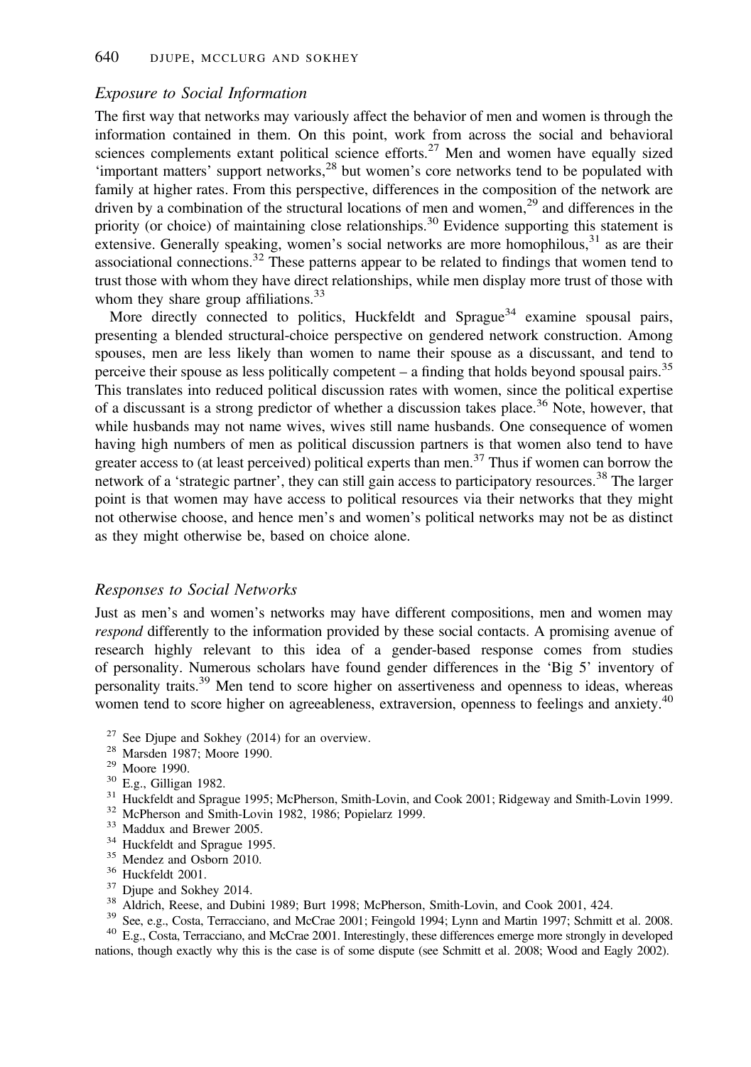### *Exposure to Social Information*

The first way that networks may variously affect the behavior of men and women is through the information contained in them. On this point, work from across the social and behavioral sciences complements extant political science efforts.[27] Men and women have equally sized 'important matters' support networks,[28] but women's core networks tend to be populated with family at higher rates. From this perspective, differences in the composition of the network are driven by a combination of the structural locations of men and women,[29] and differences in the priority (or choice) of maintaining close relationships.[30] Evidence supporting this statement is extensive. Generally speaking, women's social networks are more homophilous,[31] as are their associational connections.[32] These patterns appear to be related to findings that women tend to trust those with whom they have direct relationships, while men display more trust of those with whom they share group affiliations.[33]

More directly connected to politics, Huckfeldt and Sprague[34] examine spousal pairs, presenting a blended structural-choice perspective on gendered network construction. Among spouses, men are less likely than women to name their spouse as a discussant, and tend to perceive their spouse as less politically competent – a finding that holds beyond spousal pairs.[35] This translates into reduced political discussion rates with women, since the political expertise of a discussant is a strong predictor of whether a discussion takes place.[36] Note, however, that while husbands may not name wives, wives still name husbands. One consequence of women having high numbers of men as political discussion partners is that women also tend to have greater access to (at least perceived) political experts than men.[37] Thus if women can borrow the network of a 'strategic partner', they can still gain access to participatory resources.[38] The larger point is that women may have access to political resources via their networks that they might not otherwise choose, and hence men's and women's political networks may not be as distinct as they might otherwise be, based on choice alone.

### *Responses to Social Networks*

Just as men's and women's networks may have different compositions, men and women may *respond* differently to the information provided by these social contacts. A promising avenue of research highly relevant to this idea of a gender-based response comes from studies of personality. Numerous scholars have found gender differences in the 'Big 5' inventory of personality traits.[39] Men tend to score higher on assertiveness and openness to ideas, whereas women tend to score higher on agreeableness, extraversion, openness to feelings and anxiety.[40]

[27] See Djupe and Sokhey (2014) for an overview.
[28] Marsden 1987; Moore 1990.
[29] Moore 1990.
[30] E.g., Gilligan 1982.
[31] Huckfeldt and Sprague 1995; McPherson, Smith-Lovin, and Cook 2001; Ridgeway and Smith-Lovin 1999.
[32] McPherson and Smith-Lovin 1982, 1986; Popielarz 1999.
[33] Maddux and Brewer 2005.
[34] Huckfeldt and Sprague 1995.
[35] Mendez and Osborn 2010.
[36] Huckfeldt 2001.
[37] Djupe and Sokhey 2014.
[38] Aldrich, Reese, and Dubini 1989; Burt 1998; McPherson, Smith-Lovin, and Cook 2001, 424.
[39] See, e.g., Costa, Terracciano, and McCrae 2001; Feingold 1994; Lynn and Martin 1997; Schmitt et al. 2008.
[40] E.g., Costa, Terracciano, and McCrae 2001. Interestingly, these differences emerge more strongly in developed nations, though exactly why this is the case is of some dispute (see Schmitt et al. 2008; Wood and Eagly 2002).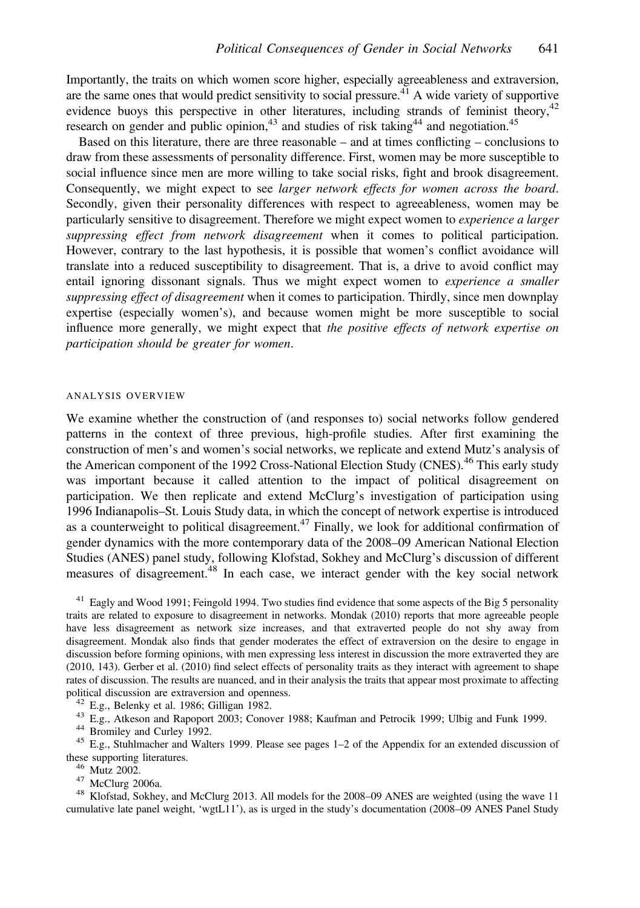Importantly, the traits on which women score higher, especially agreeableness and extraversion, are the same ones that would predict sensitivity to social pressure.[41] A wide variety of supportive evidence buoys this perspective in other literatures, including strands of feminist theory,[42] research on gender and public opinion,[43] and studies of risk taking[44] and negotiation.[45]

Based on this literature, there are three reasonable – and at times conflicting – conclusions to draw from these assessments of personality difference. First, women may be more susceptible to social influence since men are more willing to take social risks, fight and brook disagreement. Consequently, we might expect to see *larger network effects for women across the board*. Secondly, given their personality differences with respect to agreeableness, women may be particularly sensitive to disagreement. Therefore we might expect women to *experience a larger suppressing effect from network disagreement* when it comes to political participation. However, contrary to the last hypothesis, it is possible that women's conflict avoidance will translate into a reduced susceptibility to disagreement. That is, a drive to avoid conflict may entail ignoring dissonant signals. Thus we might expect women to *experience a smaller suppressing effect of disagreement* when it comes to participation. Thirdly, since men downplay expertise (especially women's), and because women might be more susceptible to social influence more generally, we might expect that *the positive effects of network expertise on participation should be greater for women*.

### ANALYSIS OVERVIEW

We examine whether the construction of (and responses to) social networks follow gendered patterns in the context of three previous, high-profile studies. After first examining the construction of men's and women's social networks, we replicate and extend Mutz's analysis of the American component of the 1992 Cross-National Election Study (CNES).[46] This early study was important because it called attention to the impact of political disagreement on participation. We then replicate and extend McClurg's investigation of participation using 1996 Indianapolis–St. Louis Study data, in which the concept of network expertise is introduced as a counterweight to political disagreement.[47] Finally, we look for additional confirmation of gender dynamics with the more contemporary data of the 2008–09 American National Election Studies (ANES) panel study, following Klofstad, Sokhey and McClurg's discussion of different measures of disagreement.[48] In each case, we interact gender with the key social network

[41] Eagly and Wood 1991; Feingold 1994. Two studies find evidence that some aspects of the Big 5 personality traits are related to exposure to disagreement in networks. Mondak (2010) reports that more agreeable people have less disagreement as network size increases, and that extraverted people do not shy away from disagreement. Mondak also finds that gender moderates the effect of extraversion on the desire to engage in discussion before forming opinions, with men expressing less interest in discussion the more extraverted they are (2010, 143). Gerber et al. (2010) find select effects of personality traits as they interact with agreement to shape rates of discussion. The results are nuanced, and in their analysis the traits that appear most proximate to affecting political discussion are extraversion and openness.

[42] E.g., Belenky et al. 1986; Gilligan 1982.

[43] E.g., Atkeson and Rapoport 2003; Conover 1988; Kaufman and Petrocik 1999; Ulbig and Funk 1999.

[44] Bromiley and Curley 1992.

[45] E.g., Stuhlmacher and Walters 1999. Please see pages 1–2 of the Appendix for an extended discussion of these supporting literatures.

[46] Mutz 2002.

[47] McClurg 2006a.

[48] Klofstad, Sokhey, and McClurg 2013. All models for the 2008–09 ANES are weighted (using the wave 11 cumulative late panel weight, 'wgtL11'), as is urged in the study's documentation (2008–09 ANES Panel Study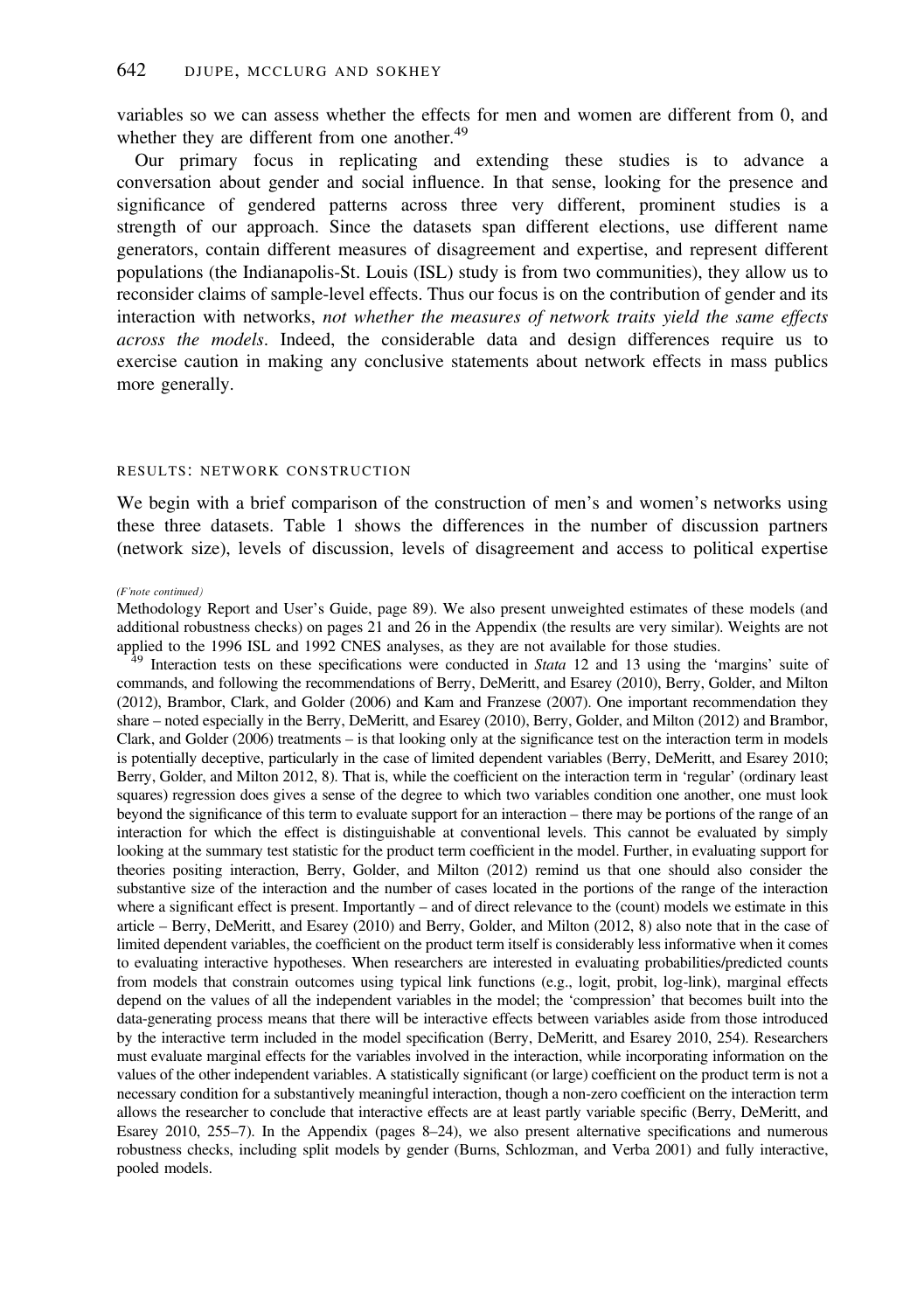variables so we can assess whether the effects for men and women are different from 0, and whether they are different from one another.[49]

Our primary focus in replicating and extending these studies is to advance a conversation about gender and social influence. In that sense, looking for the presence and significance of gendered patterns across three very different, prominent studies is a strength of our approach. Since the datasets span different elections, use different name generators, contain different measures of disagreement and expertise, and represent different populations (the Indianapolis-St. Louis (ISL) study is from two communities), they allow us to reconsider claims of sample-level effects. Thus our focus is on the contribution of gender and its interaction with networks, *not whether the measures of network traits yield the same effects across the models*. Indeed, the considerable data and design differences require us to exercise caution in making any conclusive statements about network effects in mass publics more generally.

## RESULTS: NETWORK CONSTRUCTION

We begin with a brief comparison of the construction of men's and women's networks using these three datasets. Table 1 shows the differences in the number of discussion partners (network size), levels of discussion, levels of disagreement and access to political expertise

*(F'note continued)*

Methodology Report and User's Guide, page 89). We also present unweighted estimates of these models (and additional robustness checks) on pages 21 and 26 in the Appendix (the results are very similar). Weights are not applied to the 1996 ISL and 1992 CNES analyses, as they are not available for those studies.

[49] Interaction tests on these specifications were conducted in *Stata* 12 and 13 using the 'margins' suite of commands, and following the recommendations of Berry, DeMeritt, and Esarey (2010), Berry, Golder, and Milton (2012), Brambor, Clark, and Golder (2006) and Kam and Franzese (2007). One important recommendation they share – noted especially in the Berry, DeMeritt, and Esarey (2010), Berry, Golder, and Milton (2012) and Brambor, Clark, and Golder (2006) treatments – is that looking only at the significance test on the interaction term in models is potentially deceptive, particularly in the case of limited dependent variables (Berry, DeMeritt, and Esarey 2010; Berry, Golder, and Milton 2012, 8). That is, while the coefficient on the interaction term in 'regular' (ordinary least squares) regression does gives a sense of the degree to which two variables condition one another, one must look beyond the significance of this term to evaluate support for an interaction – there may be portions of the range of an interaction for which the effect is distinguishable at conventional levels. This cannot be evaluated by simply looking at the summary test statistic for the product term coefficient in the model. Further, in evaluating support for theories positing interaction, Berry, Golder, and Milton (2012) remind us that one should also consider the substantive size of the interaction and the number of cases located in the portions of the range of the interaction where a significant effect is present. Importantly – and of direct relevance to the (count) models we estimate in this article – Berry, DeMeritt, and Esarey (2010) and Berry, Golder, and Milton (2012, 8) also note that in the case of limited dependent variables, the coefficient on the product term itself is considerably less informative when it comes to evaluating interactive hypotheses. When researchers are interested in evaluating probabilities/predicted counts from models that constrain outcomes using typical link functions (e.g., logit, probit, log-link), marginal effects depend on the values of all the independent variables in the model; the 'compression' that becomes built into the data-generating process means that there will be interactive effects between variables aside from those introduced by the interactive term included in the model specification (Berry, DeMeritt, and Esarey 2010, 254). Researchers must evaluate marginal effects for the variables involved in the interaction, while incorporating information on the values of the other independent variables. A statistically significant (or large) coefficient on the product term is not a necessary condition for a substantively meaningful interaction, though a non-zero coefficient on the interaction term allows the researcher to conclude that interactive effects are at least partly variable specific (Berry, DeMeritt, and Esarey 2010, 255–7). In the Appendix (pages 8–24), we also present alternative specifications and numerous robustness checks, including split models by gender (Burns, Schlozman, and Verba 2001) and fully interactive, pooled models.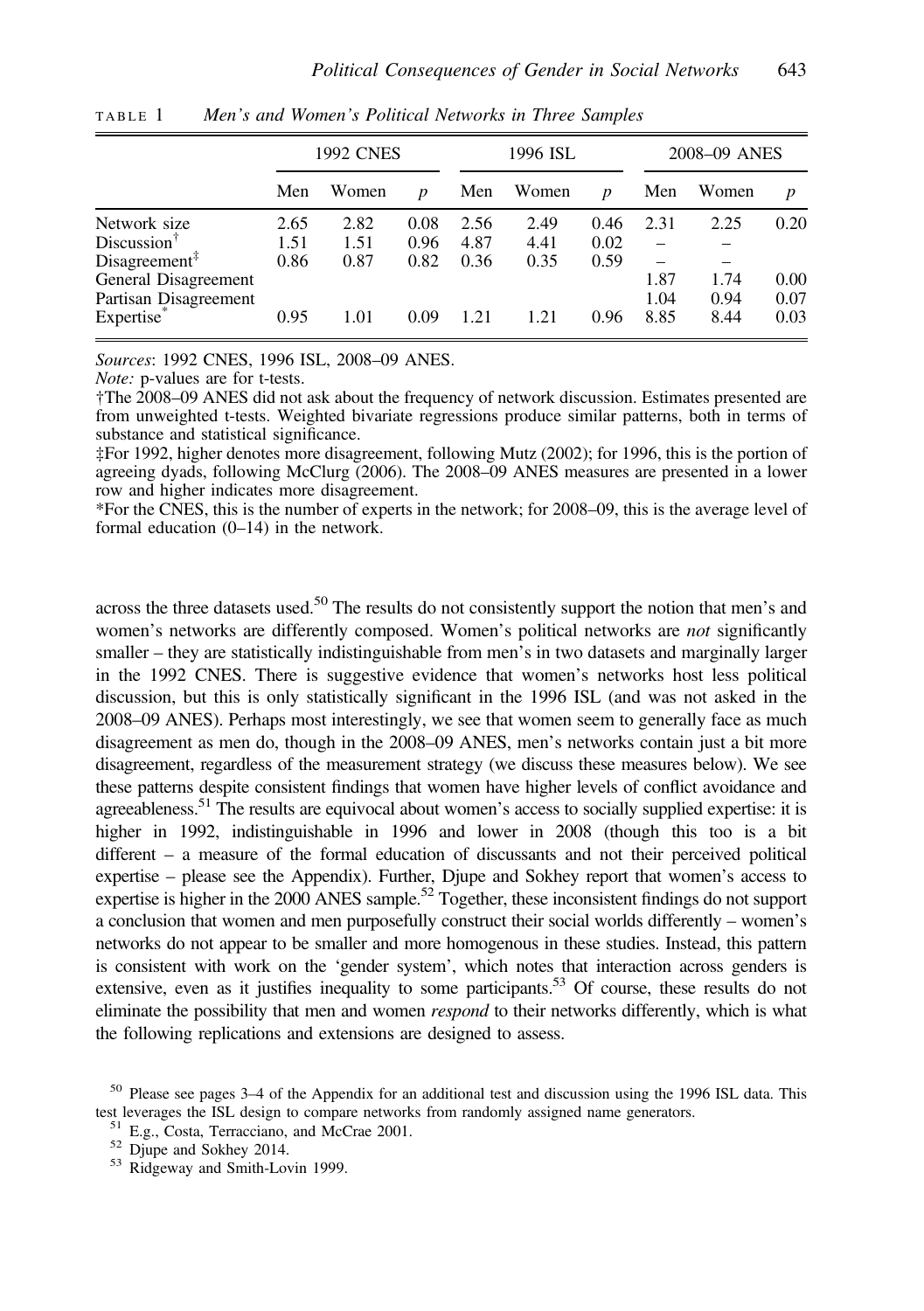TABLE 1 *Men's and Women's Political Networks in Three Samples*

| | 1992 CNES | | | 1996 ISL | | | 2008–09 ANES | | |
|---|---|---|---|---|---|---|---|---|---|
| | Men | Women | *p* | Men | Women | *p* | Men | Women | *p* |
| Network size | 2.65 | 2.82 | 0.08 | 2.56 | 2.49 | 0.46 | 2.31 | 2.25 | 0.20 |
| Discussion† | 1.51 | 1.51 | 0.96 | 4.87 | 4.41 | 0.02 | – | – | |
| Disagreement‡ | 0.86 | 0.87 | 0.82 | 0.36 | 0.35 | 0.59 | – | – | |
| General Disagreement | | | | | | | 1.87 | 1.74 | 0.00 |
| Partisan Disagreement | | | | | | | 1.04 | 0.94 | 0.07 |
| Expertise* | 0.95 | 1.01 | 0.09 | 1.21 | 1.21 | 0.96 | 8.85 | 8.44 | 0.03 |

*Sources*: 1992 CNES, 1996 ISL, 2008–09 ANES.

*Note:* p-values are for t-tests.

†The 2008–09 ANES did not ask about the frequency of network discussion. Estimates presented are from unweighted t-tests. Weighted bivariate regressions produce similar patterns, both in terms of substance and statistical significance.

‡For 1992, higher denotes more disagreement, following Mutz (2002); for 1996, this is the portion of agreeing dyads, following McClurg (2006). The 2008–09 ANES measures are presented in a lower row and higher indicates more disagreement.

*For the CNES, this is the number of experts in the network; for 2008–09, this is the average level of formal education (0–14) in the network.

across the three datasets used.[50] The results do not consistently support the notion that men's and women's networks are differently composed. Women's political networks are *not* significantly smaller – they are statistically indistinguishable from men's in two datasets and marginally larger in the 1992 CNES. There is suggestive evidence that women's networks host less political discussion, but this is only statistically significant in the 1996 ISL (and was not asked in the 2008–09 ANES). Perhaps most interestingly, we see that women seem to generally face as much disagreement as men do, though in the 2008–09 ANES, men's networks contain just a bit more disagreement, regardless of the measurement strategy (we discuss these measures below). We see these patterns despite consistent findings that women have higher levels of conflict avoidance and agreeableness.[51] The results are equivocal about women's access to socially supplied expertise: it is higher in 1992, indistinguishable in 1996 and lower in 2008 (though this too is a bit different – a measure of the formal education of discussants and not their perceived political expertise – please see the Appendix). Further, Djupe and Sokhey report that women's access to expertise is higher in the 2000 ANES sample.[52] Together, these inconsistent findings do not support a conclusion that women and men purposefully construct their social worlds differently – women's networks do not appear to be smaller and more homogenous in these studies. Instead, this pattern is consistent with work on the 'gender system', which notes that interaction across genders is extensive, even as it justifies inequality to some participants.[53] Of course, these results do not eliminate the possibility that men and women *respond* to their networks differently, which is what the following replications and extensions are designed to assess.

[50] Please see pages 3–4 of the Appendix for an additional test and discussion using the 1996 ISL data. This test leverages the ISL design to compare networks from randomly assigned name generators.

[51] E.g., Costa, Terracciano, and McCrae 2001.

[52] Djupe and Sokhey 2014.

[53] Ridgeway and Smith-Lovin 1999.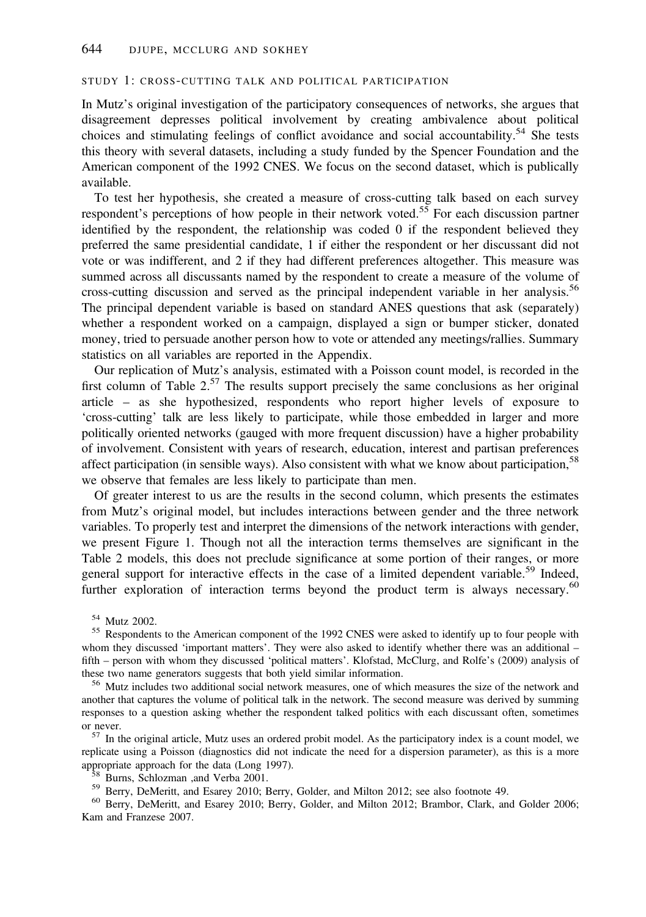## STUDY 1: CROSS-CUTTING TALK AND POLITICAL PARTICIPATION

In Mutz's original investigation of the participatory consequences of networks, she argues that disagreement depresses political involvement by creating ambivalence about political choices and stimulating feelings of conflict avoidance and social accountability.[54] She tests this theory with several datasets, including a study funded by the Spencer Foundation and the American component of the 1992 CNES. We focus on the second dataset, which is publically available.

To test her hypothesis, she created a measure of cross-cutting talk based on each survey respondent's perceptions of how people in their network voted.[55] For each discussion partner identified by the respondent, the relationship was coded 0 if the respondent believed they preferred the same presidential candidate, 1 if either the respondent or her discussant did not vote or was indifferent, and 2 if they had different preferences altogether. This measure was summed across all discussants named by the respondent to create a measure of the volume of cross-cutting discussion and served as the principal independent variable in her analysis.[56] The principal dependent variable is based on standard ANES questions that ask (separately) whether a respondent worked on a campaign, displayed a sign or bumper sticker, donated money, tried to persuade another person how to vote or attended any meetings/rallies. Summary statistics on all variables are reported in the Appendix.

Our replication of Mutz's analysis, estimated with a Poisson count model, is recorded in the first column of Table 2.[57] The results support precisely the same conclusions as her original article – as she hypothesized, respondents who report higher levels of exposure to 'cross-cutting' talk are less likely to participate, while those embedded in larger and more politically oriented networks (gauged with more frequent discussion) have a higher probability of involvement. Consistent with years of research, education, interest and partisan preferences affect participation (in sensible ways). Also consistent with what we know about participation,[58] we observe that females are less likely to participate than men.

Of greater interest to us are the results in the second column, which presents the estimates from Mutz's original model, but includes interactions between gender and the three network variables. To properly test and interpret the dimensions of the network interactions with gender, we present Figure 1. Though not all the interaction terms themselves are significant in the Table 2 models, this does not preclude significance at some portion of their ranges, or more general support for interactive effects in the case of a limited dependent variable.[59] Indeed, further exploration of interaction terms beyond the product term is always necessary.[60]

[54] Mutz 2002.

[55] Respondents to the American component of the 1992 CNES were asked to identify up to four people with whom they discussed 'important matters'. They were also asked to identify whether there was an additional – fifth – person with whom they discussed 'political matters'. Klofstad, McClurg, and Rolfe's (2009) analysis of these two name generators suggests that both yield similar information.

[56] Mutz includes two additional social network measures, one of which measures the size of the network and another that captures the volume of political talk in the network. The second measure was derived by summing responses to a question asking whether the respondent talked politics with each discussant often, sometimes or never.

[57] In the original article, Mutz uses an ordered probit model. As the participatory index is a count model, we replicate using a Poisson (diagnostics did not indicate the need for a dispersion parameter), as this is a more appropriate approach for the data (Long 1997).

[58] Burns, Schlozman ,and Verba 2001.

[59] Berry, DeMeritt, and Esarey 2010; Berry, Golder, and Milton 2012; see also footnote 49.

[60] Berry, DeMeritt, and Esarey 2010; Berry, Golder, and Milton 2012; Brambor, Clark, and Golder 2006; Kam and Franzese 2007.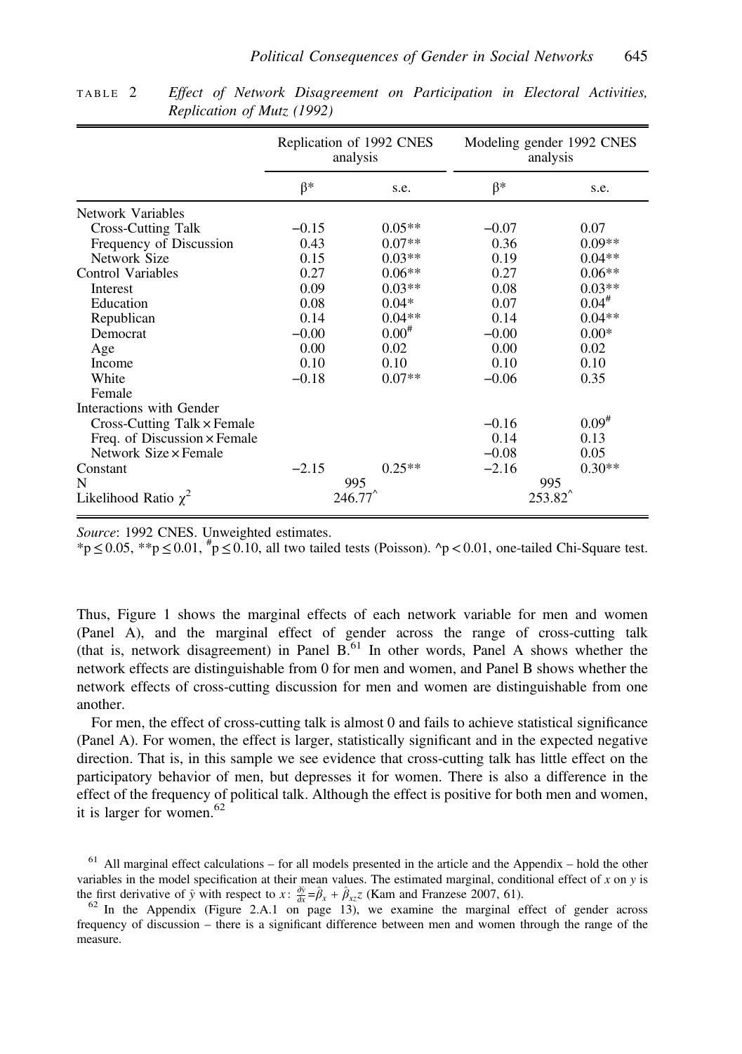TABLE 2 *Effect of Network Disagreement on Participation in Electoral Activities, Replication of Mutz (1992)*

| | Replication of 1992 CNES analysis | | Modeling gender 1992 CNES analysis | |
|---|---|---|---|---|
| | β* | s.e. | β* | s.e. |
| Network Variables | | | | |
| Cross-Cutting Talk | −0.15 | 0.05** | −0.07 | 0.07 |
| Frequency of Discussion | 0.43 | 0.07** | 0.36 | 0.09** |
| Network Size | 0.15 | 0.03** | 0.19 | 0.04** |
| Control Variables | 0.27 | 0.06** | 0.27 | 0.06** |
| Interest | 0.09 | 0.03** | 0.08 | 0.03** |
| Education | 0.08 | 0.04* | 0.07 | 0.04# |
| Republican | 0.14 | 0.04** | 0.14 | 0.04** |
| Democrat | −0.00 | 0.00# | −0.00 | 0.00* |
| Age | 0.00 | 0.02 | 0.00 | 0.02 |
| Income | 0.10 | 0.10 | 0.10 | 0.10 |
| White | −0.18 | 0.07** | −0.06 | 0.35 |
| Female | | | | |
| Interactions with Gender | | | | |
| Cross-Cutting Talk × Female | | | −0.16 | 0.09# |
| Freq. of Discussion × Female | | | 0.14 | 0.13 |
| Network Size × Female | | | −0.08 | 0.05 |
| Constant | −2.15 | 0.25** | −2.16 | 0.30** |
| N | 995 | | 995 | |
| Likelihood Ratio $\chi^2$ | 246.77^ | | 253.82^ | |

*Source*: 1992 CNES. Unweighted estimates.
*p ≤ 0.05, **p ≤ 0.01, #p ≤ 0.10, all two tailed tests (Poisson). ^p < 0.01, one-tailed Chi-Square test.

Thus, Figure 1 shows the marginal effects of each network variable for men and women (Panel A), and the marginal effect of gender across the range of cross-cutting talk (that is, network disagreement) in Panel B.[61] In other words, Panel A shows whether the network effects are distinguishable from 0 for men and women, and Panel B shows whether the network effects of cross-cutting discussion for men and women are distinguishable from one another.

For men, the effect of cross-cutting talk is almost 0 and fails to achieve statistical significance (Panel A). For women, the effect is larger, statistically significant and in the expected negative direction. That is, in this sample we see evidence that cross-cutting talk has little effect on the participatory behavior of men, but depresses it for women. There is also a difference in the effect of the frequency of political talk. Although the effect is positive for both men and women, it is larger for women.[62]

[61] All marginal effect calculations – for all models presented in the article and the Appendix – hold the other variables in the model specification at their mean values. The estimated marginal, conditional effect of $x$ on $y$ is the first derivative of $\hat{y}$ with respect to $x$: $\frac{\partial \hat{y}}{\partial x} = \hat{\beta}_x + \hat{\beta}_{xz} z$ (Kam and Franzese 2007, 61).

[62] In the Appendix (Figure 2.A.1 on page 13), we examine the marginal effect of gender across frequency of discussion – there is a significant difference between men and women through the range of the measure.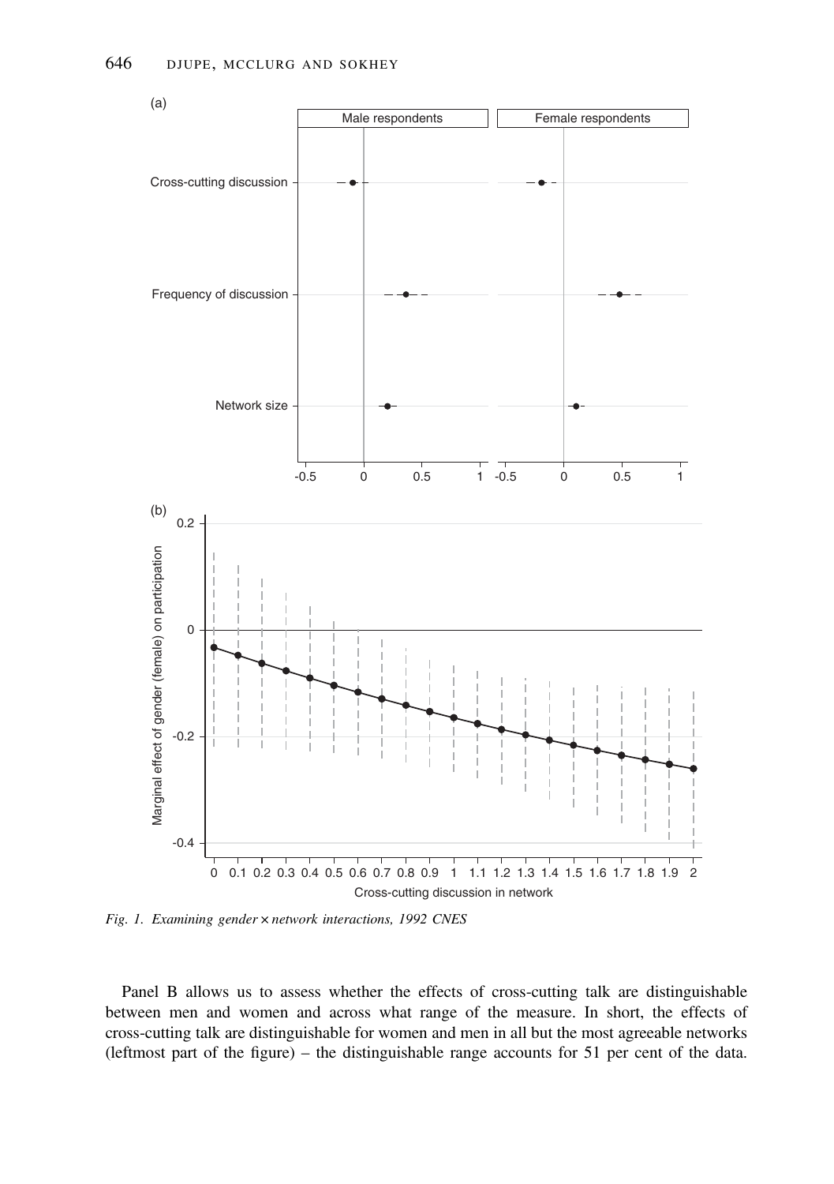Fig. 1. Examining gender × network interactions, 1992 CNES

Panel B allows us to assess whether the effects of cross-cutting talk are distinguishable between men and women and across what range of the measure. In short, the effects of cross-cutting talk are distinguishable for women and men in all but the most agreeable networks (leftmost part of the figure) – the distinguishable range accounts for 51 per cent of the data.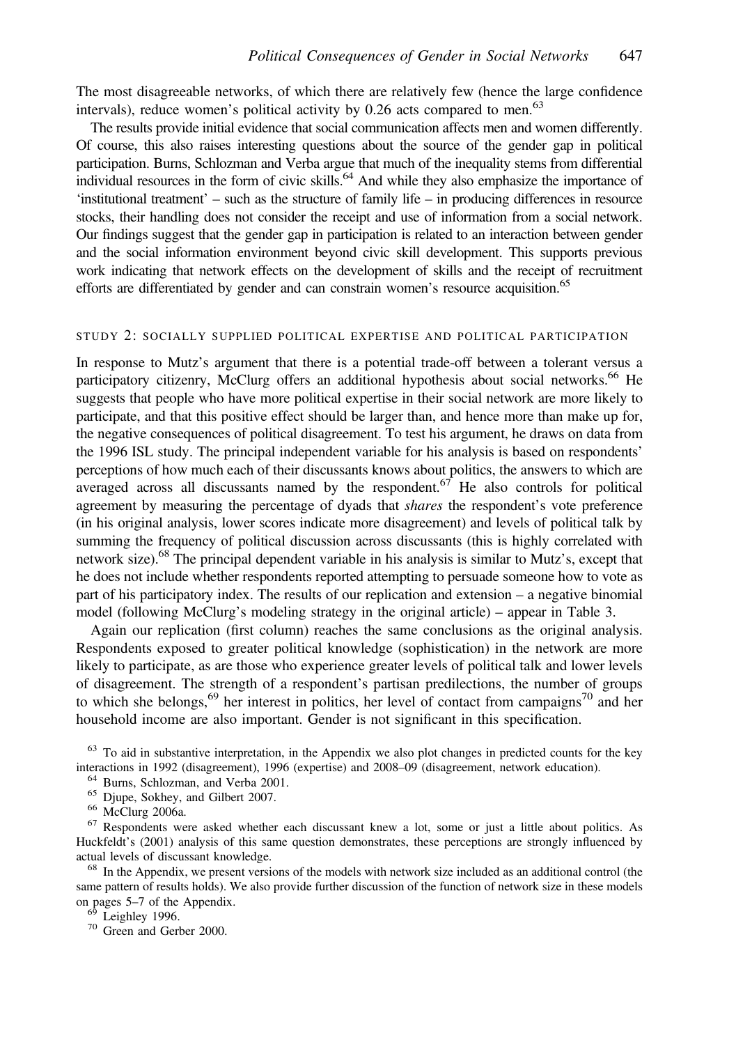The most disagreeable networks, of which there are relatively few (hence the large confidence intervals), reduce women's political activity by 0.26 acts compared to men.[63]

The results provide initial evidence that social communication affects men and women differently. Of course, this also raises interesting questions about the source of the gender gap in political participation. Burns, Schlozman and Verba argue that much of the inequality stems from differential individual resources in the form of civic skills.[64] And while they also emphasize the importance of 'institutional treatment' – such as the structure of family life – in producing differences in resource stocks, their handling does not consider the receipt and use of information from a social network. Our findings suggest that the gender gap in participation is related to an interaction between gender and the social information environment beyond civic skill development. This supports previous work indicating that network effects on the development of skills and the receipt of recruitment efforts are differentiated by gender and can constrain women's resource acquisition.[65]

## STUDY 2: SOCIALLY SUPPLIED POLITICAL EXPERTISE AND POLITICAL PARTICIPATION

In response to Mutz's argument that there is a potential trade-off between a tolerant versus a participatory citizenry, McClurg offers an additional hypothesis about social networks.[66] He suggests that people who have more political expertise in their social network are more likely to participate, and that this positive effect should be larger than, and hence more than make up for, the negative consequences of political disagreement. To test his argument, he draws on data from the 1996 ISL study. The principal independent variable for his analysis is based on respondents' perceptions of how much each of their discussants knows about politics, the answers to which are averaged across all discussants named by the respondent.[67] He also controls for political agreement by measuring the percentage of dyads that *shares* the respondent's vote preference (in his original analysis, lower scores indicate more disagreement) and levels of political talk by summing the frequency of political discussion across discussants (this is highly correlated with network size).[68] The principal dependent variable in his analysis is similar to Mutz's, except that he does not include whether respondents reported attempting to persuade someone how to vote as part of his participatory index. The results of our replication and extension – a negative binomial model (following McClurg's modeling strategy in the original article) – appear in Table 3.

Again our replication (first column) reaches the same conclusions as the original analysis. Respondents exposed to greater political knowledge (sophistication) in the network are more likely to participate, as are those who experience greater levels of political talk and lower levels of disagreement. The strength of a respondent's partisan predilections, the number of groups to which she belongs,[69] her interest in politics, her level of contact from campaigns[70] and her household income are also important. Gender is not significant in this specification.

[63] To aid in substantive interpretation, in the Appendix we also plot changes in predicted counts for the key interactions in 1992 (disagreement), 1996 (expertise) and 2008–09 (disagreement, network education).

[64] Burns, Schlozman, and Verba 2001.

[65] Djupe, Sokhey, and Gilbert 2007.

[66] McClurg 2006a.

[67] Respondents were asked whether each discussant knew a lot, some or just a little about politics. As Huckfeldt's (2001) analysis of this same question demonstrates, these perceptions are strongly influenced by actual levels of discussant knowledge.

[68] In the Appendix, we present versions of the models with network size included as an additional control (the same pattern of results holds). We also provide further discussion of the function of network size in these models on pages 5–7 of the Appendix.

[69] Leighley 1996.

[70] Green and Gerber 2000.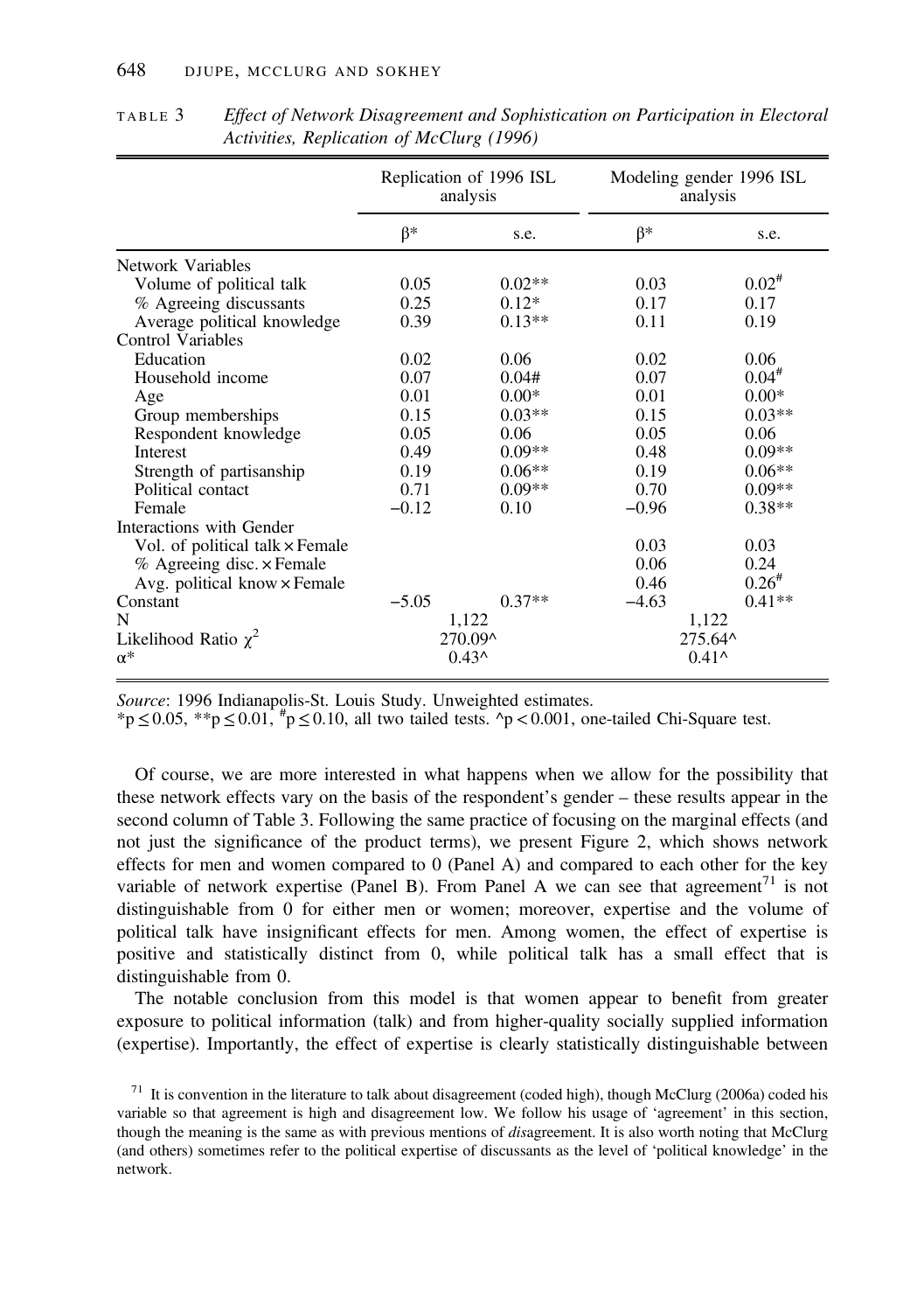TABLE 3 *Effect of Network Disagreement and Sophistication on Participation in Electoral Activities, Replication of McClurg (1996)*

| | Replication of 1996 ISL analysis | | Modeling gender 1996 ISL analysis | |
|---|---|---|---|---|
| | β* | s.e. | β* | s.e. |
| Network Variables | | | | |
| Volume of political talk | 0.05 | 0.02** | 0.03 | 0.02# |
| % Agreeing discussants | 0.25 | 0.12* | 0.17 | 0.17 |
| Average political knowledge | 0.39 | 0.13** | 0.11 | 0.19 |
| Control Variables | | | | |
| Education | 0.02 | 0.06 | 0.02 | 0.06 |
| Household income | 0.07 | 0.04# | 0.07 | 0.04# |
| Age | 0.01 | 0.00* | 0.01 | 0.00* |
| Group memberships | 0.15 | 0.03** | 0.15 | 0.03** |
| Respondent knowledge | 0.05 | 0.06 | 0.05 | 0.06 |
| Interest | 0.49 | 0.09** | 0.48 | 0.09** |
| Strength of partisanship | 0.19 | 0.06** | 0.19 | 0.06** |
| Political contact | 0.71 | 0.09** | 0.70 | 0.09** |
| Female | −0.12 | 0.10 | −0.96 | 0.38** |
| Interactions with Gender | | | | |
| Vol. of political talk × Female | | | 0.03 | 0.03 |
| % Agreeing disc. × Female | | | 0.06 | 0.24 |
| Avg. political know × Female | | | 0.46 | 0.26# |
| Constant | −5.05 | 0.37** | −4.63 | 0.41** |
| N | 1,122 | | 1,122 | |
| Likelihood Ratio $\chi^2$ | 270.09^ | | 275.64^ | |
| α* | 0.43^ | | 0.41^ | |

*Source*: 1996 Indianapolis-St. Louis Study. Unweighted estimates.
*$p \leq 0.05$, **$p \leq 0.01$, #$p \leq 0.10$, all two tailed tests. ^$p < 0.001$, one-tailed Chi-Square test.

Of course, we are more interested in what happens when we allow for the possibility that these network effects vary on the basis of the respondent's gender – these results appear in the second column of Table 3. Following the same practice of focusing on the marginal effects (and not just the significance of the product terms), we present Figure 2, which shows network effects for men and women compared to 0 (Panel A) and compared to each other for the key variable of network expertise (Panel B). From Panel A we can see that agreement[71] is not distinguishable from 0 for either men or women; moreover, expertise and the volume of political talk have insignificant effects for men. Among women, the effect of expertise is positive and statistically distinct from 0, while political talk has a small effect that is distinguishable from 0.

The notable conclusion from this model is that women appear to benefit from greater exposure to political information (talk) and from higher-quality socially supplied information (expertise). Importantly, the effect of expertise is clearly statistically distinguishable between

[71] It is convention in the literature to talk about disagreement (coded high), though McClurg (2006a) coded his variable so that agreement is high and disagreement low. We follow his usage of 'agreement' in this section, though the meaning is the same as with previous mentions of *dis*agreement. It is also worth noting that McClurg (and others) sometimes refer to the political expertise of discussants as the level of 'political knowledge' in the network.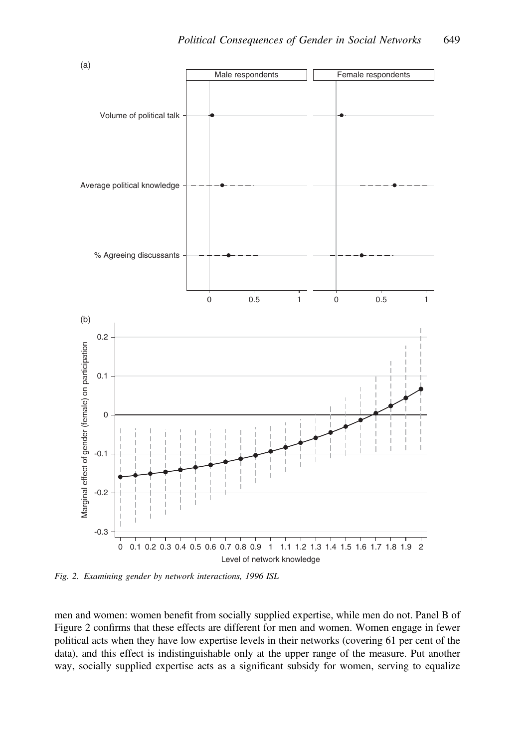*Fig. 2. Examining gender by network interactions, 1996 ISL*

men and women: women benefit from socially supplied expertise, while men do not. Panel B of Figure 2 confirms that these effects are different for men and women. Women engage in fewer political acts when they have low expertise levels in their networks (covering 61 per cent of the data), and this effect is indistinguishable only at the upper range of the measure. Put another way, socially supplied expertise acts as a significant subsidy for women, serving to equalize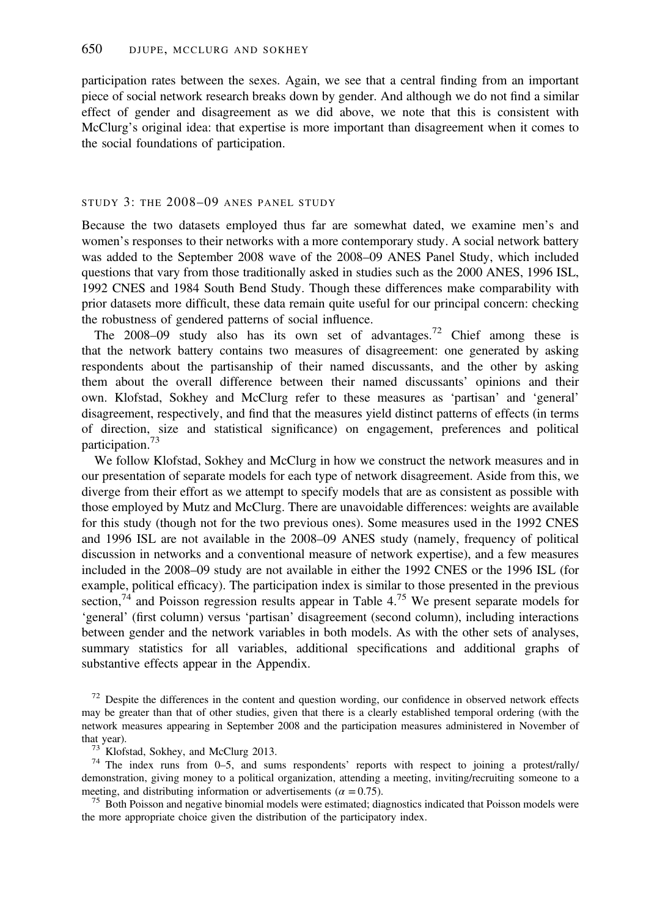participation rates between the sexes. Again, we see that a central finding from an important piece of social network research breaks down by gender. And although we do not find a similar effect of gender and disagreement as we did above, we note that this is consistent with McClurg's original idea: that expertise is more important than disagreement when it comes to the social foundations of participation.

## STUDY 3: THE 2008–09 ANES PANEL STUDY

Because the two datasets employed thus far are somewhat dated, we examine men's and women's responses to their networks with a more contemporary study. A social network battery was added to the September 2008 wave of the 2008–09 ANES Panel Study, which included questions that vary from those traditionally asked in studies such as the 2000 ANES, 1996 ISL, 1992 CNES and 1984 South Bend Study. Though these differences make comparability with prior datasets more difficult, these data remain quite useful for our principal concern: checking the robustness of gendered patterns of social influence.

The 2008–09 study also has its own set of advantages.[72] Chief among these is that the network battery contains two measures of disagreement: one generated by asking respondents about the partisanship of their named discussants, and the other by asking them about the overall difference between their named discussants' opinions and their own. Klofstad, Sokhey and McClurg refer to these measures as 'partisan' and 'general' disagreement, respectively, and find that the measures yield distinct patterns of effects (in terms of direction, size and statistical significance) on engagement, preferences and political participation.[73]

We follow Klofstad, Sokhey and McClurg in how we construct the network measures and in our presentation of separate models for each type of network disagreement. Aside from this, we diverge from their effort as we attempt to specify models that are as consistent as possible with those employed by Mutz and McClurg. There are unavoidable differences: weights are available for this study (though not for the two previous ones). Some measures used in the 1992 CNES and 1996 ISL are not available in the 2008–09 ANES study (namely, frequency of political discussion in networks and a conventional measure of network expertise), and a few measures included in the 2008–09 study are not available in either the 1992 CNES or the 1996 ISL (for example, political efficacy). The participation index is similar to those presented in the previous section,[74] and Poisson regression results appear in Table 4.[75] We present separate models for 'general' (first column) versus 'partisan' disagreement (second column), including interactions between gender and the network variables in both models. As with the other sets of analyses, summary statistics for all variables, additional specifications and additional graphs of substantive effects appear in the Appendix.

[72] Despite the differences in the content and question wording, our confidence in observed network effects may be greater than that of other studies, given that there is a clearly established temporal ordering (with the network measures appearing in September 2008 and the participation measures administered in November of that year).

[73] Klofstad, Sokhey, and McClurg 2013.

[74] The index runs from 0–5, and sums respondents' reports with respect to joining a protest/rally/demonstration, giving money to a political organization, attending a meeting, inviting/recruiting someone to a meeting, and distributing information or advertisements ($\alpha = 0.75$).

[75] Both Poisson and negative binomial models were estimated; diagnostics indicated that Poisson models were the more appropriate choice given the distribution of the participatory index.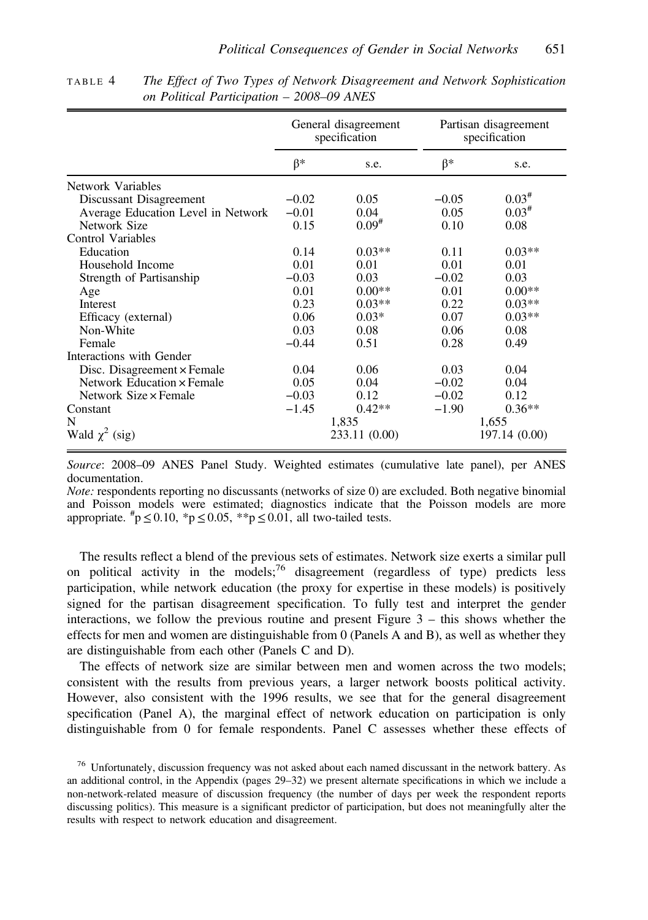TABLE 4 *The Effect of Two Types of Network Disagreement and Network Sophistication on Political Participation – 2008–09 ANES*

| | General disagreement specification | | Partisan disagreement specification | |
|---|---|---|---|---|
| | β* | s.e. | β* | s.e. |
| Network Variables | | | | |
| Discussant Disagreement | −0.02 | 0.05 | −0.05 | 0.03[#] |
| Average Education Level in Network | −0.01 | 0.04 | 0.05 | 0.03[#] |
| Network Size | 0.15 | 0.09[#] | 0.10 | 0.08 |
| Control Variables | | | | |
| Education | 0.14 | 0.03** | 0.11 | 0.03** |
| Household Income | 0.01 | 0.01 | 0.01 | 0.01 |
| Strength of Partisanship | −0.03 | 0.03 | −0.02 | 0.03 |
| Age | 0.01 | 0.00** | 0.01 | 0.00** |
| Interest | 0.23 | 0.03** | 0.22 | 0.03** |
| Efficacy (external) | 0.06 | 0.03* | 0.07 | 0.03** |
| Non-White | 0.03 | 0.08 | 0.06 | 0.08 |
| Female | −0.44 | 0.51 | 0.28 | 0.49 |
| Interactions with Gender | | | | |
| Disc. Disagreement × Female | 0.04 | 0.06 | 0.03 | 0.04 |
| Network Education × Female | 0.05 | 0.04 | −0.02 | 0.04 |
| Network Size × Female | −0.03 | 0.12 | −0.02 | 0.12 |
| Constant | −1.45 | 0.42** | −1.90 | 0.36** |
| N | 1,835 | | 1,655 | |
| Wald $\chi^2$ (sig) | 233.11 (0.00) | | 197.14 (0.00) | |

*Source*: 2008–09 ANES Panel Study. Weighted estimates (cumulative late panel), per ANES documentation.
*Note:* respondents reporting no discussants (networks of size 0) are excluded. Both negative binomial and Poisson models were estimated; diagnostics indicate that the Poisson models are more appropriate. $^{\#}p \leq 0.10$, $^{*}p \leq 0.05$, $^{**}p \leq 0.01$, all two-tailed tests.

The results reflect a blend of the previous sets of estimates. Network size exerts a similar pull on political activity in the models;[76] disagreement (regardless of type) predicts less participation, while network education (the proxy for expertise in these models) is positively signed for the partisan disagreement specification. To fully test and interpret the gender interactions, we follow the previous routine and present Figure 3 – this shows whether the effects for men and women are distinguishable from 0 (Panels A and B), as well as whether they are distinguishable from each other (Panels C and D).

The effects of network size are similar between men and women across the two models; consistent with the results from previous years, a larger network boosts political activity. However, also consistent with the 1996 results, we see that for the general disagreement specification (Panel A), the marginal effect of network education on participation is only distinguishable from 0 for female respondents. Panel C assesses whether these effects of

[76] Unfortunately, discussion frequency was not asked about each named discussant in the network battery. As an additional control, in the Appendix (pages 29–32) we present alternate specifications in which we include a non-network-related measure of discussion frequency (the number of days per week the respondent reports discussing politics). This measure is a significant predictor of participation, but does not meaningfully alter the results with respect to network education and disagreement.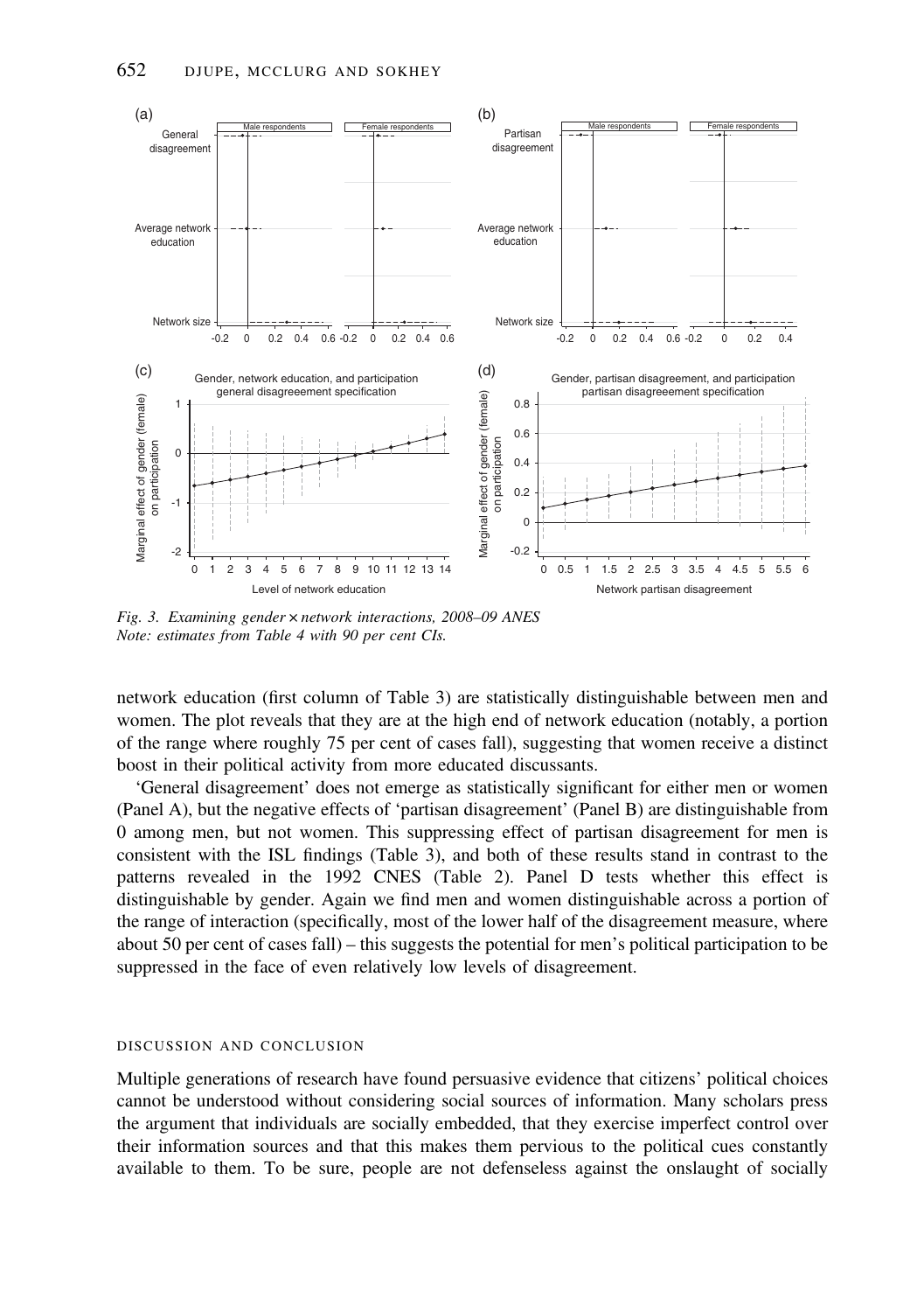Fig. 3. *Examining gender × network interactions, 2008–09 ANES*
*Note: estimates from Table 4 with 90 per cent CIs.*

network education (first column of Table 3) are statistically distinguishable between men and women. The plot reveals that they are at the high end of network education (notably, a portion of the range where roughly 75 per cent of cases fall), suggesting that women receive a distinct boost in their political activity from more educated discussants.

'General disagreement' does not emerge as statistically significant for either men or women (Panel A), but the negative effects of 'partisan disagreement' (Panel B) are distinguishable from 0 among men, but not women. This suppressing effect of partisan disagreement for men is consistent with the ISL findings (Table 3), and both of these results stand in contrast to the patterns revealed in the 1992 CNES (Table 2). Panel D tests whether this effect is distinguishable by gender. Again we find men and women distinguishable across a portion of the range of interaction (specifically, most of the lower half of the disagreement measure, where about 50 per cent of cases fall) – this suggests the potential for men's political participation to be suppressed in the face of even relatively low levels of disagreement.

## DISCUSSION AND CONCLUSION

Multiple generations of research have found persuasive evidence that citizens' political choices cannot be understood without considering social sources of information. Many scholars press the argument that individuals are socially embedded, that they exercise imperfect control over their information sources and that this makes them pervious to the political cues constantly available to them. To be sure, people are not defenseless against the onslaught of socially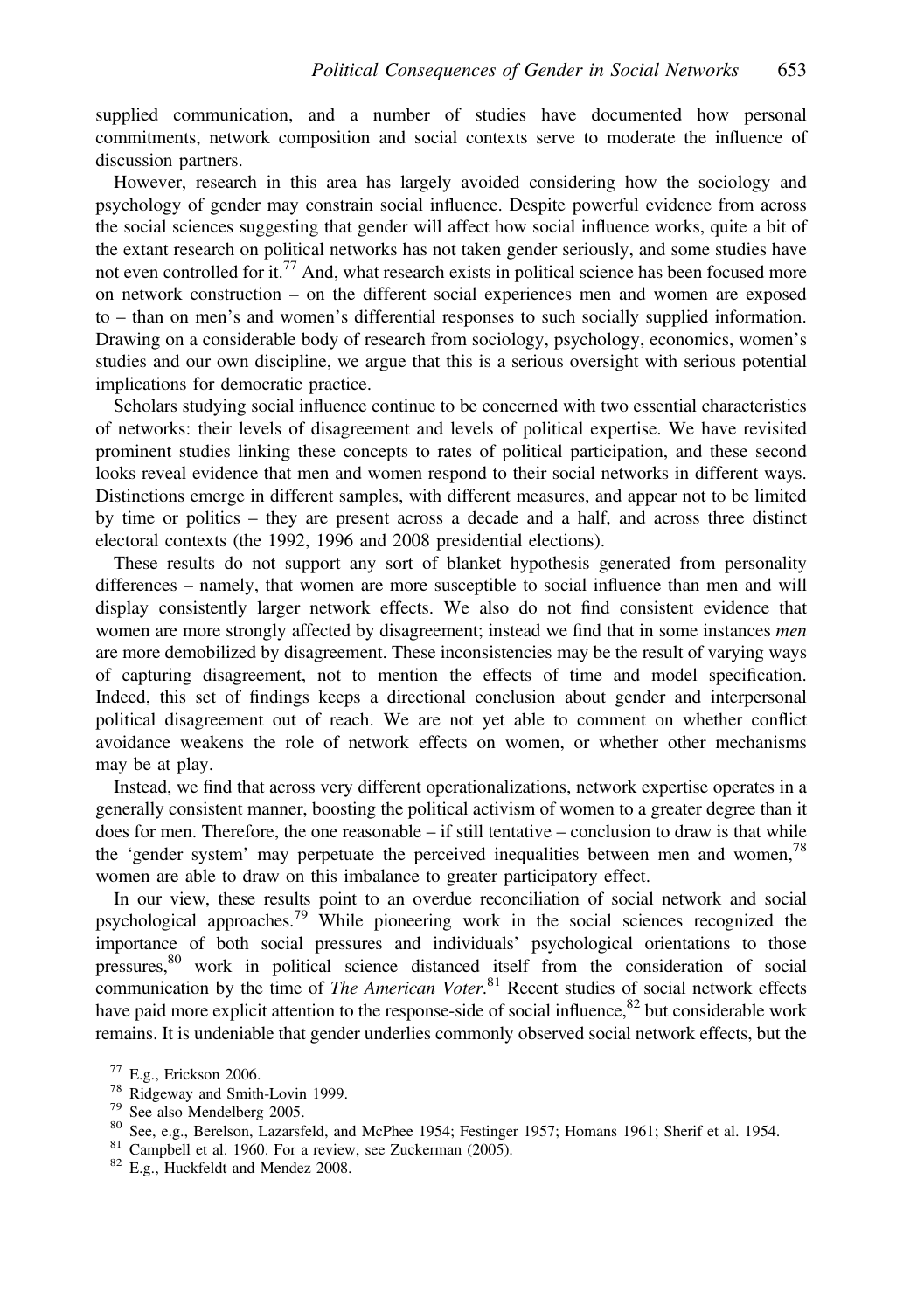supplied communication, and a number of studies have documented how personal commitments, network composition and social contexts serve to moderate the influence of discussion partners.

However, research in this area has largely avoided considering how the sociology and psychology of gender may constrain social influence. Despite powerful evidence from across the social sciences suggesting that gender will affect how social influence works, quite a bit of the extant research on political networks has not taken gender seriously, and some studies have not even controlled for it.[77] And, what research exists in political science has been focused more on network construction – on the different social experiences men and women are exposed to – than on men's and women's differential responses to such socially supplied information. Drawing on a considerable body of research from sociology, psychology, economics, women's studies and our own discipline, we argue that this is a serious oversight with serious potential implications for democratic practice.

Scholars studying social influence continue to be concerned with two essential characteristics of networks: their levels of disagreement and levels of political expertise. We have revisited prominent studies linking these concepts to rates of political participation, and these second looks reveal evidence that men and women respond to their social networks in different ways. Distinctions emerge in different samples, with different measures, and appear not to be limited by time or politics – they are present across a decade and a half, and across three distinct electoral contexts (the 1992, 1996 and 2008 presidential elections).

These results do not support any sort of blanket hypothesis generated from personality differences – namely, that women are more susceptible to social influence than men and will display consistently larger network effects. We also do not find consistent evidence that women are more strongly affected by disagreement; instead we find that in some instances *men* are more demobilized by disagreement. These inconsistencies may be the result of varying ways of capturing disagreement, not to mention the effects of time and model specification. Indeed, this set of findings keeps a directional conclusion about gender and interpersonal political disagreement out of reach. We are not yet able to comment on whether conflict avoidance weakens the role of network effects on women, or whether other mechanisms may be at play.

Instead, we find that across very different operationalizations, network expertise operates in a generally consistent manner, boosting the political activism of women to a greater degree than it does for men. Therefore, the one reasonable – if still tentative – conclusion to draw is that while the 'gender system' may perpetuate the perceived inequalities between men and women,[78] women are able to draw on this imbalance to greater participatory effect.

In our view, these results point to an overdue reconciliation of social network and social psychological approaches.[79] While pioneering work in the social sciences recognized the importance of both social pressures and individuals' psychological orientations to those pressures,[80] work in political science distanced itself from the consideration of social communication by the time of *The American Voter*.[81] Recent studies of social network effects have paid more explicit attention to the response-side of social influence,[82] but considerable work remains. It is undeniable that gender underlies commonly observed social network effects, but the

[77] E.g., Erickson 2006.

[78] Ridgeway and Smith-Lovin 1999.

[79] See also Mendelberg 2005.

[80] See, e.g., Berelson, Lazarsfeld, and McPhee 1954; Festinger 1957; Homans 1961; Sherif et al. 1954.

[81] Campbell et al. 1960. For a review, see Zuckerman (2005).

[82] E.g., Huckfeldt and Mendez 2008.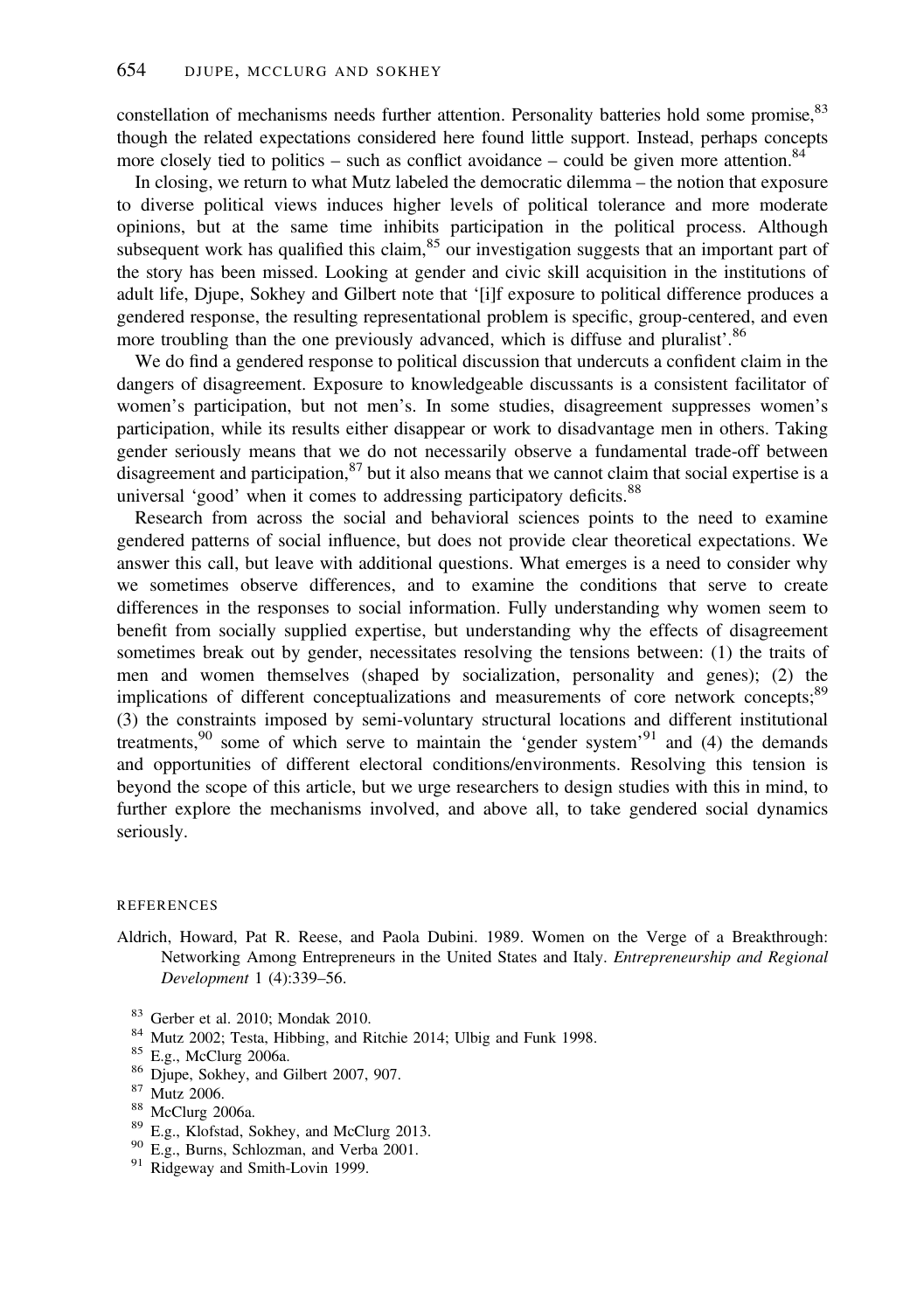constellation of mechanisms needs further attention. Personality batteries hold some promise,[83] though the related expectations considered here found little support. Instead, perhaps concepts more closely tied to politics – such as conflict avoidance – could be given more attention.[84]

In closing, we return to what Mutz labeled the democratic dilemma – the notion that exposure to diverse political views induces higher levels of political tolerance and more moderate opinions, but at the same time inhibits participation in the political process. Although subsequent work has qualified this claim,[85] our investigation suggests that an important part of the story has been missed. Looking at gender and civic skill acquisition in the institutions of adult life, Djupe, Sokhey and Gilbert note that '[i]f exposure to political difference produces a gendered response, the resulting representational problem is specific, group-centered, and even more troubling than the one previously advanced, which is diffuse and pluralist'.[86]

We do find a gendered response to political discussion that undercuts a confident claim in the dangers of disagreement. Exposure to knowledgeable discussants is a consistent facilitator of women's participation, but not men's. In some studies, disagreement suppresses women's participation, while its results either disappear or work to disadvantage men in others. Taking gender seriously means that we do not necessarily observe a fundamental trade-off between disagreement and participation,[87] but it also means that we cannot claim that social expertise is a universal 'good' when it comes to addressing participatory deficits.[88]

Research from across the social and behavioral sciences points to the need to examine gendered patterns of social influence, but does not provide clear theoretical expectations. We answer this call, but leave with additional questions. What emerges is a need to consider why we sometimes observe differences, and to examine the conditions that serve to create differences in the responses to social information. Fully understanding why women seem to benefit from socially supplied expertise, but understanding why the effects of disagreement sometimes break out by gender, necessitates resolving the tensions between: (1) the traits of men and women themselves (shaped by socialization, personality and genes); (2) the implications of different conceptualizations and measurements of core network concepts;[89] (3) the constraints imposed by semi-voluntary structural locations and different institutional treatments,[90] some of which serve to maintain the 'gender system'[91] and (4) the demands and opportunities of different electoral conditions/environments. Resolving this tension is beyond the scope of this article, but we urge researchers to design studies with this in mind, to further explore the mechanisms involved, and above all, to take gendered social dynamics seriously.

## REFERENCES

Aldrich, Howard, Pat R. Reese, and Paola Dubini. 1989. Women on the Verge of a Breakthrough: Networking Among Entrepreneurs in the United States and Italy. *Entrepreneurship and Regional Development* 1 (4):339–56.

[83] Gerber et al. 2010; Mondak 2010.

[84] Mutz 2002; Testa, Hibbing, and Ritchie 2014; Ulbig and Funk 1998.

[85] E.g., McClurg 2006a.

[86] Djupe, Sokhey, and Gilbert 2007, 907.

[87] Mutz 2006.

[88] McClurg 2006a.

[89] E.g., Klofstad, Sokhey, and McClurg 2013.

[90] E.g., Burns, Schlozman, and Verba 2001.

[91] Ridgeway and Smith-Lovin 1999.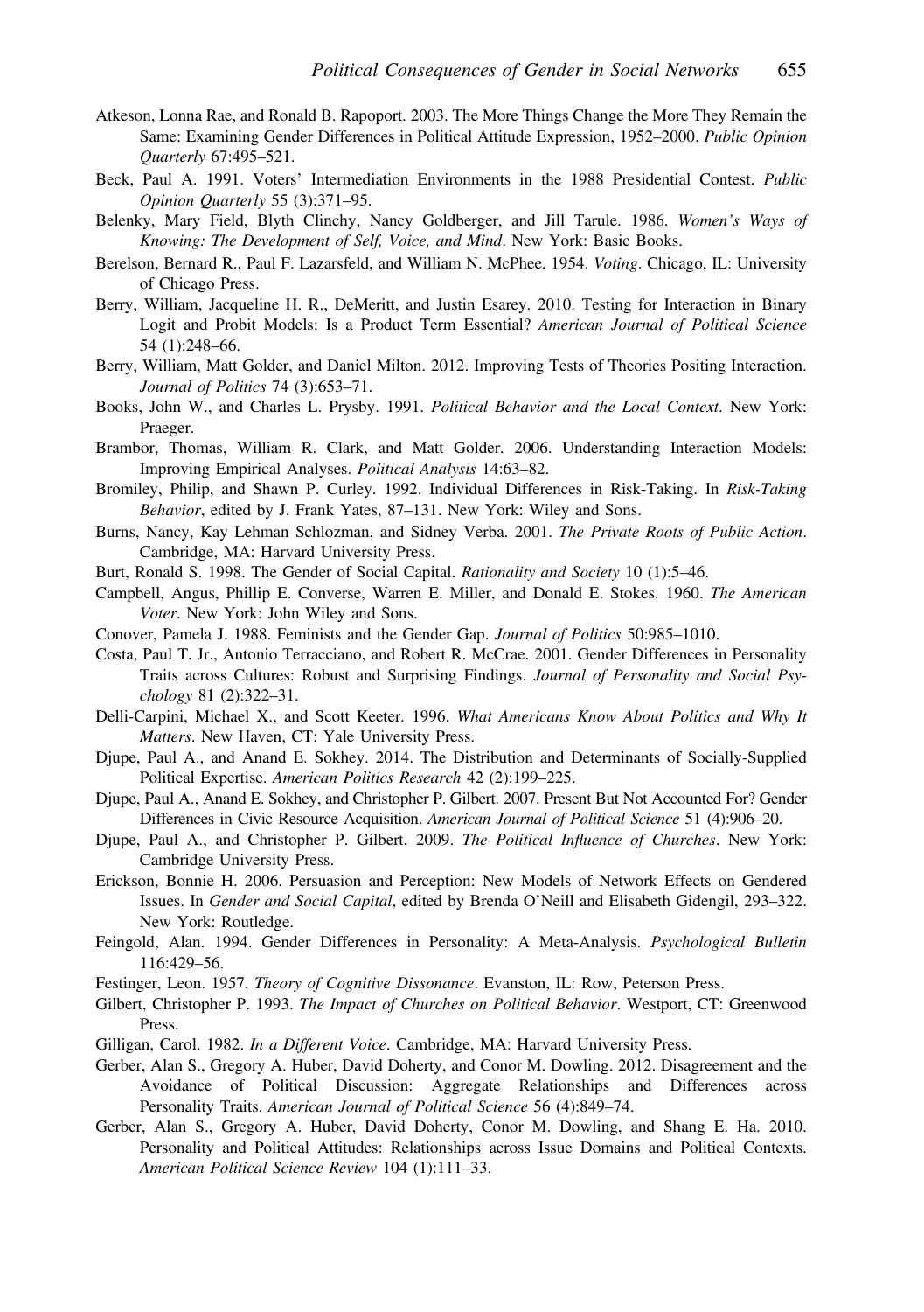Atkeson, Lonna Rae, and Ronald B. Rapoport. 2003. The More Things Change the More They Remain the Same: Examining Gender Differences in Political Attitude Expression, 1952–2000. *Public Opinion Quarterly* 67:495–521.

Beck, Paul A. 1991. Voters' Intermediation Environments in the 1988 Presidential Contest. *Public Opinion Quarterly* 55 (3):371–95.

Belenky, Mary Field, Blyth Clinchy, Nancy Goldberger, and Jill Tarule. 1986. *Women's Ways of Knowing: The Development of Self, Voice, and Mind*. New York: Basic Books.

Berelson, Bernard R., Paul F. Lazarsfeld, and William N. McPhee. 1954. *Voting*. Chicago, IL: University of Chicago Press.

Berry, William, Jacqueline H. R., DeMeritt, and Justin Esarey. 2010. Testing for Interaction in Binary Logit and Probit Models: Is a Product Term Essential? *American Journal of Political Science* 54 (1):248–66.

Berry, William, Matt Golder, and Daniel Milton. 2012. Improving Tests of Theories Positing Interaction. *Journal of Politics* 74 (3):653–71.

Books, John W., and Charles L. Prysby. 1991. *Political Behavior and the Local Context*. New York: Praeger.

Brambor, Thomas, William R. Clark, and Matt Golder. 2006. Understanding Interaction Models: Improving Empirical Analyses. *Political Analysis* 14:63–82.

Bromiley, Philip, and Shawn P. Curley. 1992. Individual Differences in Risk-Taking. In *Risk-Taking Behavior*, edited by J. Frank Yates, 87–131. New York: Wiley and Sons.

Burns, Nancy, Kay Lehman Schlozman, and Sidney Verba. 2001. *The Private Roots of Public Action*. Cambridge, MA: Harvard University Press.

Burt, Ronald S. 1998. The Gender of Social Capital. *Rationality and Society* 10 (1):5–46.

Campbell, Angus, Phillip E. Converse, Warren E. Miller, and Donald E. Stokes. 1960. *The American Voter*. New York: John Wiley and Sons.

Conover, Pamela J. 1988. Feminists and the Gender Gap. *Journal of Politics* 50:985–1010.

Costa, Paul T. Jr., Antonio Terracciano, and Robert R. McCrae. 2001. Gender Differences in Personality Traits across Cultures: Robust and Surprising Findings. *Journal of Personality and Social Psychology* 81 (2):322–31.

Delli-Carpini, Michael X., and Scott Keeter. 1996. *What Americans Know About Politics and Why It Matters*. New Haven, CT: Yale University Press.

Djupe, Paul A., and Anand E. Sokhey. 2014. The Distribution and Determinants of Socially-Supplied Political Expertise. *American Politics Research* 42 (2):199–225.

Djupe, Paul A., Anand E. Sokhey, and Christopher P. Gilbert. 2007. Present But Not Accounted For? Gender Differences in Civic Resource Acquisition. *American Journal of Political Science* 51 (4):906–20.

Djupe, Paul A., and Christopher P. Gilbert. 2009. *The Political Influence of Churches*. New York: Cambridge University Press.

Erickson, Bonnie H. 2006. Persuasion and Perception: New Models of Network Effects on Gendered Issues. In *Gender and Social Capital*, edited by Brenda O'Neill and Elisabeth Gidengil, 293–322. New York: Routledge.

Feingold, Alan. 1994. Gender Differences in Personality: A Meta-Analysis. *Psychological Bulletin* 116:429–56.

Festinger, Leon. 1957. *Theory of Cognitive Dissonance*. Evanston, IL: Row, Peterson Press.

Gilbert, Christopher P. 1993. *The Impact of Churches on Political Behavior*. Westport, CT: Greenwood Press.

Gilligan, Carol. 1982. *In a Different Voice*. Cambridge, MA: Harvard University Press.

Gerber, Alan S., Gregory A. Huber, David Doherty, and Conor M. Dowling. 2012. Disagreement and the Avoidance of Political Discussion: Aggregate Relationships and Differences across Personality Traits. *American Journal of Political Science* 56 (4):849–74.

Gerber, Alan S., Gregory A. Huber, David Doherty, Conor M. Dowling, and Shang E. Ha. 2010. Personality and Political Attitudes: Relationships across Issue Domains and Political Contexts. *American Political Science Review* 104 (1):111–33.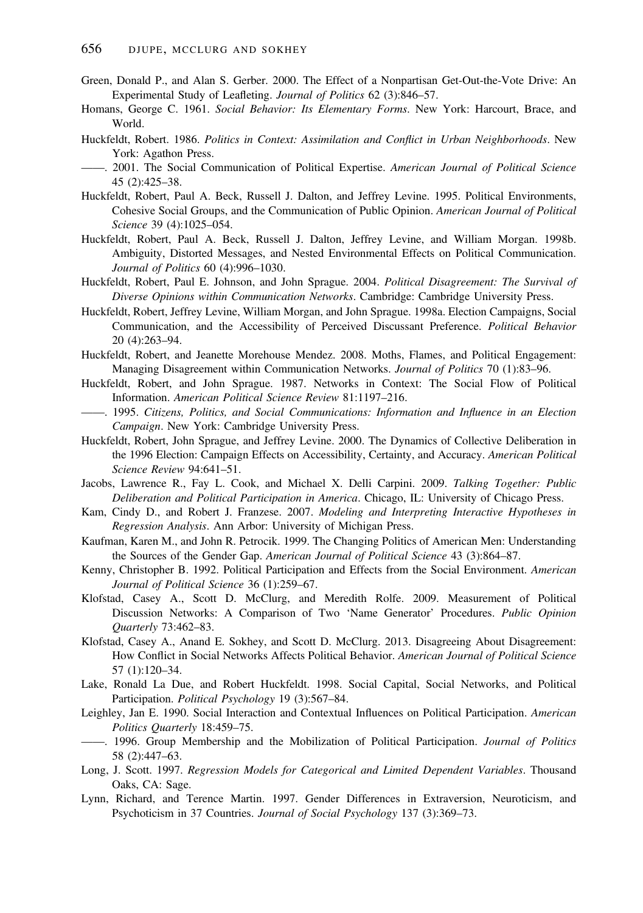Green, Donald P., and Alan S. Gerber. 2000. The Effect of a Nonpartisan Get-Out-the-Vote Drive: An Experimental Study of Leafleting. *Journal of Politics* 62 (3):846–57.

Homans, George C. 1961. *Social Behavior: Its Elementary Forms*. New York: Harcourt, Brace, and World.

Huckfeldt, Robert. 1986. *Politics in Context: Assimilation and Conflict in Urban Neighborhoods*. New York: Agathon Press.

——. 2001. The Social Communication of Political Expertise. *American Journal of Political Science* 45 (2):425–38.

Huckfeldt, Robert, Paul A. Beck, Russell J. Dalton, and Jeffrey Levine. 1995. Political Environments, Cohesive Social Groups, and the Communication of Public Opinion. *American Journal of Political Science* 39 (4):1025–054.

Huckfeldt, Robert, Paul A. Beck, Russell J. Dalton, Jeffrey Levine, and William Morgan. 1998b. Ambiguity, Distorted Messages, and Nested Environmental Effects on Political Communication. *Journal of Politics* 60 (4):996–1030.

Huckfeldt, Robert, Paul E. Johnson, and John Sprague. 2004. *Political Disagreement: The Survival of Diverse Opinions within Communication Networks*. Cambridge: Cambridge University Press.

Huckfeldt, Robert, Jeffrey Levine, William Morgan, and John Sprague. 1998a. Election Campaigns, Social Communication, and the Accessibility of Perceived Discussant Preference. *Political Behavior* 20 (4):263–94.

Huckfeldt, Robert, and Jeanette Morehouse Mendez. 2008. Moths, Flames, and Political Engagement: Managing Disagreement within Communication Networks. *Journal of Politics* 70 (1):83–96.

Huckfeldt, Robert, and John Sprague. 1987. Networks in Context: The Social Flow of Political Information. *American Political Science Review* 81:1197–216.

——. 1995. *Citizens, Politics, and Social Communications: Information and Influence in an Election Campaign*. New York: Cambridge University Press.

Huckfeldt, Robert, John Sprague, and Jeffrey Levine. 2000. The Dynamics of Collective Deliberation in the 1996 Election: Campaign Effects on Accessibility, Certainty, and Accuracy. *American Political Science Review* 94:641–51.

Jacobs, Lawrence R., Fay L. Cook, and Michael X. Delli Carpini. 2009. *Talking Together: Public Deliberation and Political Participation in America*. Chicago, IL: University of Chicago Press.

Kam, Cindy D., and Robert J. Franzese. 2007. *Modeling and Interpreting Interactive Hypotheses in Regression Analysis*. Ann Arbor: University of Michigan Press.

Kaufman, Karen M., and John R. Petrocik. 1999. The Changing Politics of American Men: Understanding the Sources of the Gender Gap. *American Journal of Political Science* 43 (3):864–87.

Kenny, Christopher B. 1992. Political Participation and Effects from the Social Environment. *American Journal of Political Science* 36 (1):259–67.

Klofstad, Casey A., Scott D. McClurg, and Meredith Rolfe. 2009. Measurement of Political Discussion Networks: A Comparison of Two 'Name Generator' Procedures. *Public Opinion Quarterly* 73:462–83.

Klofstad, Casey A., Anand E. Sokhey, and Scott D. McClurg. 2013. Disagreeing About Disagreement: How Conflict in Social Networks Affects Political Behavior. *American Journal of Political Science* 57 (1):120–34.

Lake, Ronald La Due, and Robert Huckfeldt. 1998. Social Capital, Social Networks, and Political Participation. *Political Psychology* 19 (3):567–84.

Leighley, Jan E. 1990. Social Interaction and Contextual Influences on Political Participation. *American Politics Quarterly* 18:459–75.

——. 1996. Group Membership and the Mobilization of Political Participation. *Journal of Politics* 58 (2):447–63.

Long, J. Scott. 1997. *Regression Models for Categorical and Limited Dependent Variables*. Thousand Oaks, CA: Sage.

Lynn, Richard, and Terence Martin. 1997. Gender Differences in Extraversion, Neuroticism, and Psychoticism in 37 Countries. *Journal of Social Psychology* 137 (3):369–73.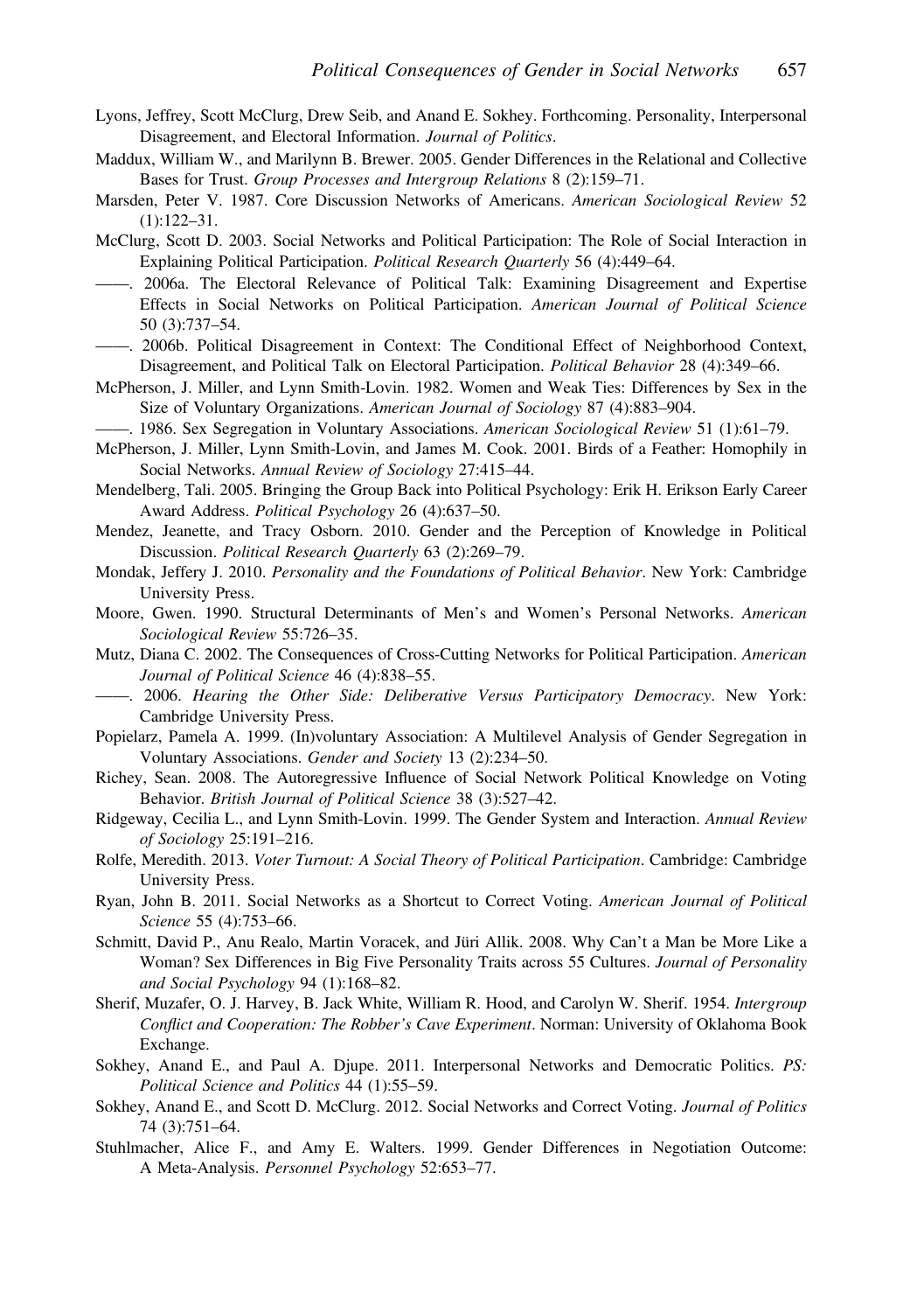Lyons, Jeffrey, Scott McClurg, Drew Seib, and Anand E. Sokhey. Forthcoming. Personality, Interpersonal Disagreement, and Electoral Information. *Journal of Politics*.

Maddux, William W., and Marilynn B. Brewer. 2005. Gender Differences in the Relational and Collective Bases for Trust. *Group Processes and Intergroup Relations* 8 (2):159–71.

Marsden, Peter V. 1987. Core Discussion Networks of Americans. *American Sociological Review* 52 (1):122–31.

McClurg, Scott D. 2003. Social Networks and Political Participation: The Role of Social Interaction in Explaining Political Participation. *Political Research Quarterly* 56 (4):449–64.

——. 2006a. The Electoral Relevance of Political Talk: Examining Disagreement and Expertise Effects in Social Networks on Political Participation. *American Journal of Political Science* 50 (3):737–54.

——. 2006b. Political Disagreement in Context: The Conditional Effect of Neighborhood Context, Disagreement, and Political Talk on Electoral Participation. *Political Behavior* 28 (4):349–66.

McPherson, J. Miller, and Lynn Smith-Lovin. 1982. Women and Weak Ties: Differences by Sex in the Size of Voluntary Organizations. *American Journal of Sociology* 87 (4):883–904.

——. 1986. Sex Segregation in Voluntary Associations. *American Sociological Review* 51 (1):61–79.

McPherson, J. Miller, Lynn Smith-Lovin, and James M. Cook. 2001. Birds of a Feather: Homophily in Social Networks. *Annual Review of Sociology* 27:415–44.

Mendelberg, Tali. 2005. Bringing the Group Back into Political Psychology: Erik H. Erikson Early Career Award Address. *Political Psychology* 26 (4):637–50.

Mendez, Jeanette, and Tracy Osborn. 2010. Gender and the Perception of Knowledge in Political Discussion. *Political Research Quarterly* 63 (2):269–79.

Mondak, Jeffery J. 2010. *Personality and the Foundations of Political Behavior*. New York: Cambridge University Press.

Moore, Gwen. 1990. Structural Determinants of Men's and Women's Personal Networks. *American Sociological Review* 55:726–35.

Mutz, Diana C. 2002. The Consequences of Cross-Cutting Networks for Political Participation. *American Journal of Political Science* 46 (4):838–55.

——. 2006. *Hearing the Other Side: Deliberative Versus Participatory Democracy*. New York: Cambridge University Press.

Popielarz, Pamela A. 1999. (In)voluntary Association: A Multilevel Analysis of Gender Segregation in Voluntary Associations. *Gender and Society* 13 (2):234–50.

Richey, Sean. 2008. The Autoregressive Influence of Social Network Political Knowledge on Voting Behavior. *British Journal of Political Science* 38 (3):527–42.

Ridgeway, Cecilia L., and Lynn Smith-Lovin. 1999. The Gender System and Interaction. *Annual Review of Sociology* 25:191–216.

Rolfe, Meredith. 2013. *Voter Turnout: A Social Theory of Political Participation*. Cambridge: Cambridge University Press.

Ryan, John B. 2011. Social Networks as a Shortcut to Correct Voting. *American Journal of Political Science* 55 (4):753–66.

Schmitt, David P., Anu Realo, Martin Voracek, and Jüri Allik. 2008. Why Can't a Man be More Like a Woman? Sex Differences in Big Five Personality Traits across 55 Cultures. *Journal of Personality and Social Psychology* 94 (1):168–82.

Sherif, Muzafer, O. J. Harvey, B. Jack White, William R. Hood, and Carolyn W. Sherif. 1954. *Intergroup Conflict and Cooperation: The Robber's Cave Experiment*. Norman: University of Oklahoma Book Exchange.

Sokhey, Anand E., and Paul A. Djupe. 2011. Interpersonal Networks and Democratic Politics. *PS: Political Science and Politics* 44 (1):55–59.

Sokhey, Anand E., and Scott D. McClurg. 2012. Social Networks and Correct Voting. *Journal of Politics* 74 (3):751–64.

Stuhlmacher, Alice F., and Amy E. Walters. 1999. Gender Differences in Negotiation Outcome: A Meta-Analysis. *Personnel Psychology* 52:653–77.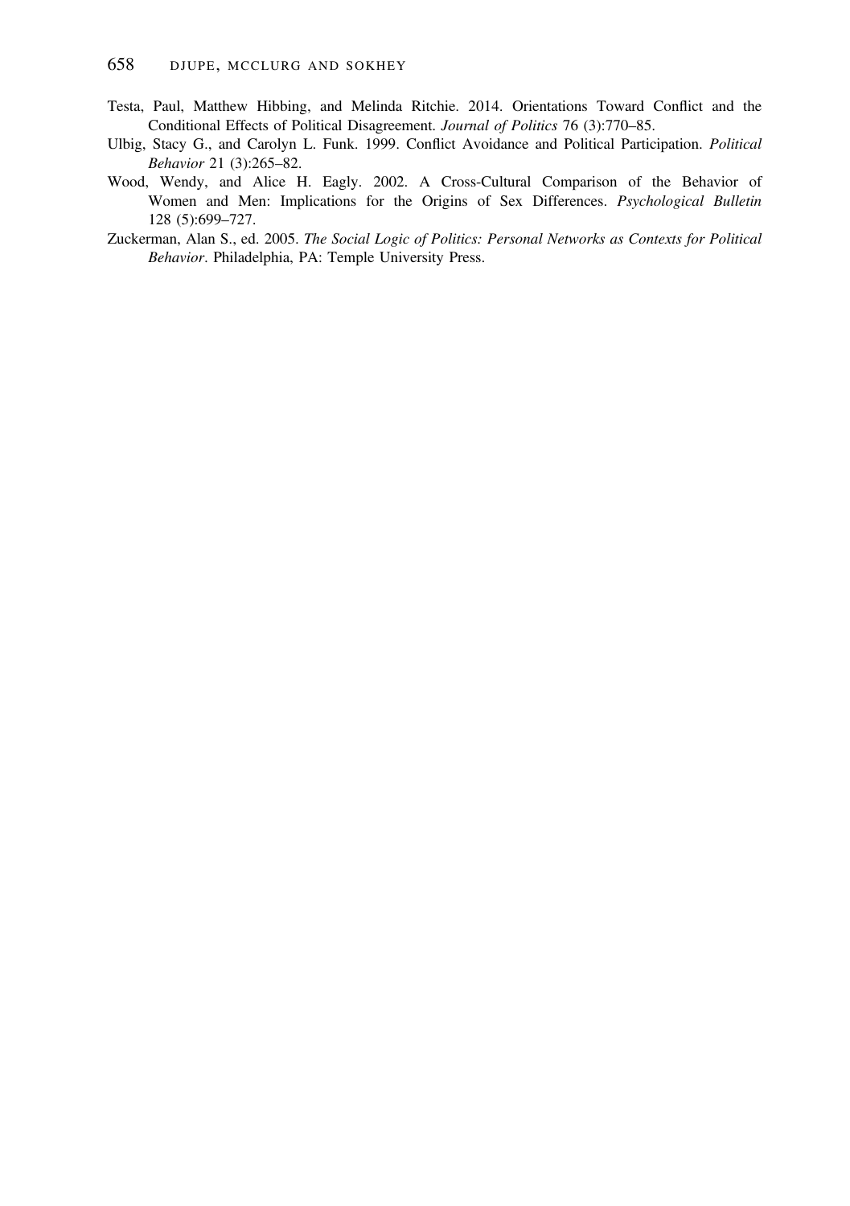Testa, Paul, Matthew Hibbing, and Melinda Ritchie. 2014. Orientations Toward Conflict and the Conditional Effects of Political Disagreement. *Journal of Politics* 76 (3):770–85.

Ulbig, Stacy G., and Carolyn L. Funk. 1999. Conflict Avoidance and Political Participation. *Political Behavior* 21 (3):265–82.

Wood, Wendy, and Alice H. Eagly. 2002. A Cross-Cultural Comparison of the Behavior of Women and Men: Implications for the Origins of Sex Differences. *Psychological Bulletin* 128 (5):699–727.

Zuckerman, Alan S., ed. 2005. *The Social Logic of Politics: Personal Networks as Contexts for Political Behavior*. Philadelphia, PA: Temple University Press.